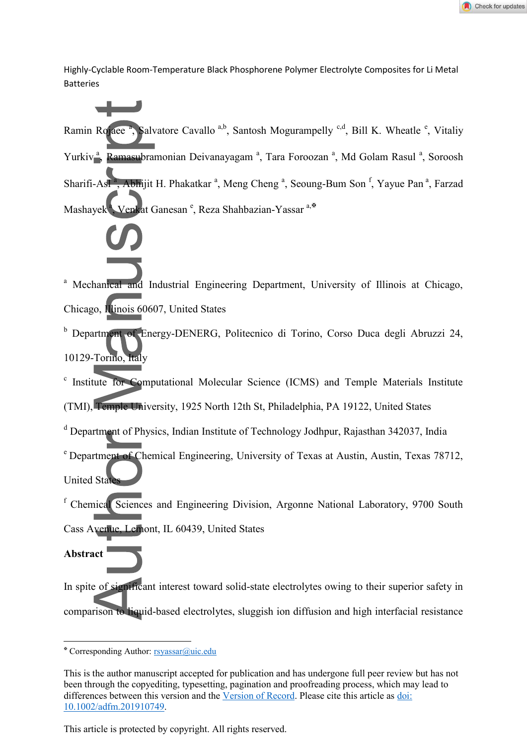Highly-Cyclable Room-Temperature Black Phosphorene Polymer Electrolyte Composites for Li Metal Batteries

Ramin Rojaee [a], Salvatore Cavallo [a,b], Santosh Mogurampelly [c,d], Bill K. Wheatle [e], Vitaliy Yurkiv [a], Ramasubramonian Deivanayagam [a], Tara Foroozan [a], Md Golam Rasul [a], Soroosh Sharifi-Asl [a], Abhijit H. Phakatkar [a], Meng Cheng [a], Seoung-Bum Son [f], Yayue Pan [a], Farzad Mashayek [a], Venkat Ganesan [e], Reza Shahbazian-Yassar [a,✠]

[a] Mechanical and Industrial Engineering Department, University of Illinois at Chicago, Chicago, Illinois 60607, United States

[b] Department of Energy-DENERG, Politecnico di Torino, Corso Duca degli Abruzzi 24, 10129-Torino, Italy

[c] Institute for Computational Molecular Science (ICMS) and Temple Materials Institute (TMI), Temple University, 1925 North 12th St, Philadelphia, PA 19122, United States

[d] Department of Physics, Indian Institute of Technology Jodhpur, Rajasthan 342037, India

[e] Department of Chemical Engineering, University of Texas at Austin, Austin, Texas 78712, United States

[f] Chemical Sciences and Engineering Division, Argonne National Laboratory, 9700 South Cass Avenue, Lemont, IL 60439, United States

**Abstract**

In spite of significant interest toward solid-state electrolytes owing to their superior safety in comparison to liquid-based electrolytes, sluggish ion diffusion and high interfacial resistance

---

✠ Corresponding Author: rsyassar@uic.edu

This is the author manuscript accepted for publication and has undergone full peer review but has not been through the copyediting, typesetting, pagination and proofreading process, which may lead to differences between this version and the Version of Record. Please cite this article as doi: 10.1002/adfm.201910749.

This article is protected by copyright. All rights reserved.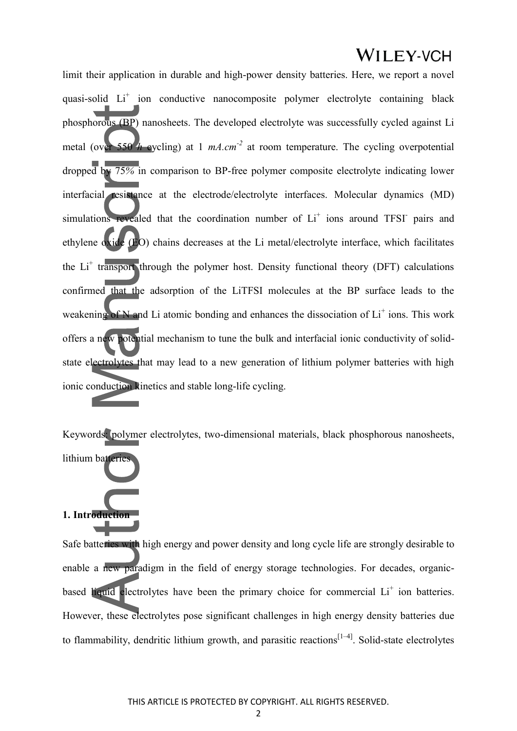limit their application in durable and high-power density batteries. Here, we report a novel quasi-solid $Li^+$ ion conductive nanocomposite polymer electrolyte containing black phosphorous (BP) nanosheets. The developed electrolyte was successfully cycled against Li metal (over 550 *h* cycling) at 1 $mA.cm^{-2}$ at room temperature. The cycling overpotential dropped by 75% in comparison to BP-free polymer composite electrolyte indicating lower interfacial resistance at the electrode/electrolyte interfaces. Molecular dynamics (MD) simulations revealed that the coordination number of $Li^+$ ions around $TFSI^-$ pairs and ethylene oxide (EO) chains decreases at the Li metal/electrolyte interface, which facilitates the $Li^+$ transport through the polymer host. Density functional theory (DFT) calculations confirmed that the adsorption of the LiTFSI molecules at the BP surface leads to the weakening of N and Li atomic bonding and enhances the dissociation of $Li^+$ ions. This work offers a new potential mechanism to tune the bulk and interfacial ionic conductivity of solid-state electrolytes that may lead to a new generation of lithium polymer batteries with high ionic conduction kinetics and stable long-life cycling.

Keywords: polymer electrolytes, two-dimensional materials, black phosphorous nanosheets, lithium batteries

## 1. Introduction

Safe batteries with high energy and power density and long cycle life are strongly desirable to enable a new paradigm in the field of energy storage technologies. For decades, organic-based liquid electrolytes have been the primary choice for commercial $Li^+$ ion batteries. However, these electrolytes pose significant challenges in high energy density batteries due to flammability, dendritic lithium growth, and parasitic reactions[1–4]. Solid-state electrolytes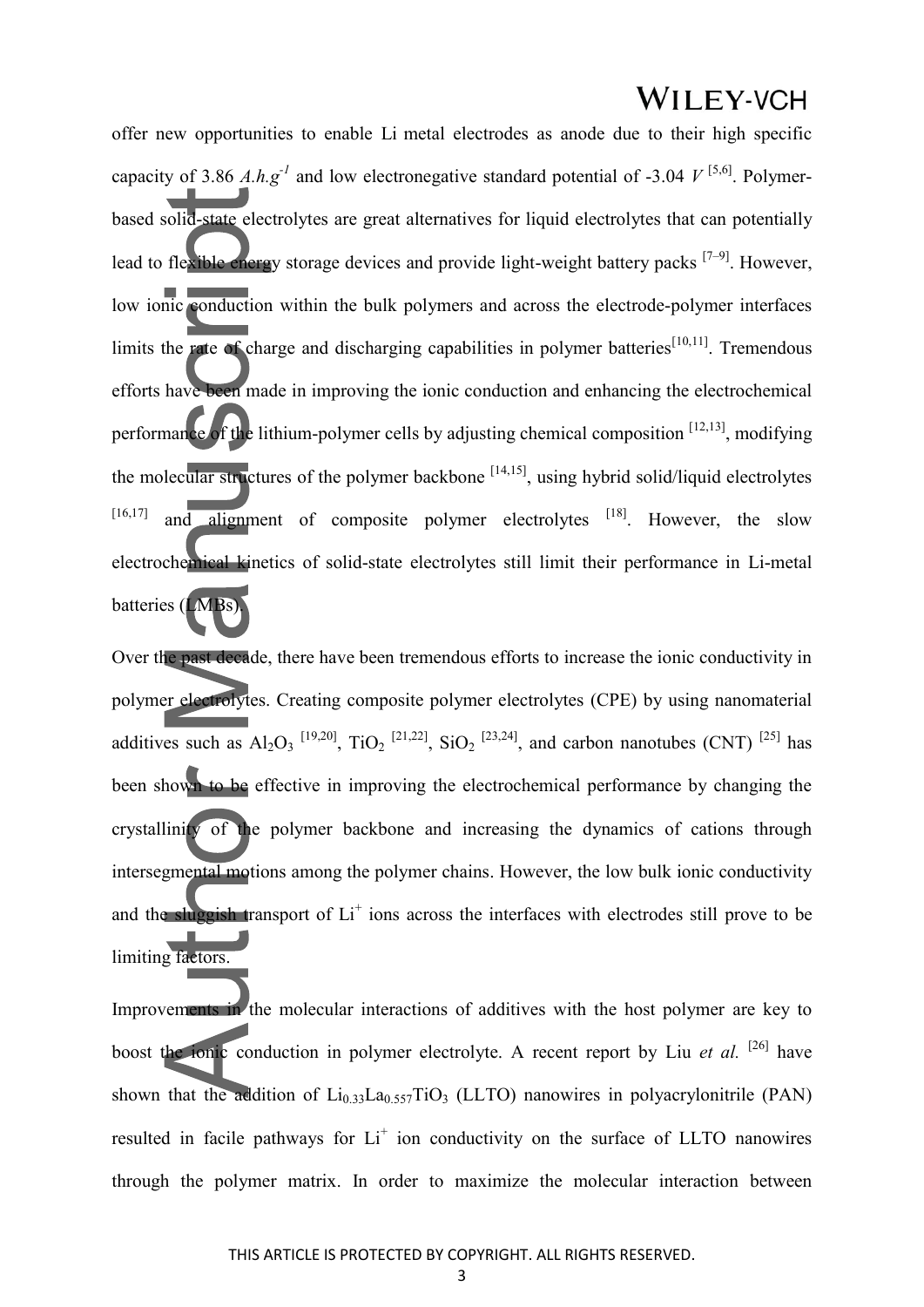offer new opportunities to enable Li metal electrodes as anode due to their high specific capacity of 3.86 $A.h.g^{-1}$ and low electronegative standard potential of -3.04 $V$ [5,6]. Polymer-based solid-state electrolytes are great alternatives for liquid electrolytes that can potentially lead to flexible energy storage devices and provide light-weight battery packs [7–9]. However, low ionic conduction within the bulk polymers and across the electrode-polymer interfaces limits the rate of charge and discharging capabilities in polymer batteries[10,11]. Tremendous efforts have been made in improving the ionic conduction and enhancing the electrochemical performance of the lithium-polymer cells by adjusting chemical composition [12,13], modifying the molecular structures of the polymer backbone [14,15], using hybrid solid/liquid electrolytes [16,17] and alignment of composite polymer electrolytes [18]. However, the slow electrochemical kinetics of solid-state electrolytes still limit their performance in Li-metal batteries (LMBs).

Over the past decade, there have been tremendous efforts to increase the ionic conductivity in polymer electrolytes. Creating composite polymer electrolytes (CPE) by using nanomaterial additives such as $Al_2O_3$ [19,20], $TiO_2$ [21,22], $SiO_2$ [23,24], and carbon nanotubes (CNT) [25] has been shown to be effective in improving the electrochemical performance by changing the crystallinity of the polymer backbone and increasing the dynamics of cations through intersegmental motions among the polymer chains. However, the low bulk ionic conductivity and the sluggish transport of $Li^+$ ions across the interfaces with electrodes still prove to be limiting factors.

Improvements in the molecular interactions of additives with the host polymer are key to boost the ionic conduction in polymer electrolyte. A recent report by Liu *et al.* [26] have shown that the addition of $Li_{0.33}La_{0.557}TiO_3$ (LLTO) nanowires in polyacrylonitrile (PAN) resulted in facile pathways for $Li^+$ ion conductivity on the surface of LLTO nanowires through the polymer matrix. In order to maximize the molecular interaction between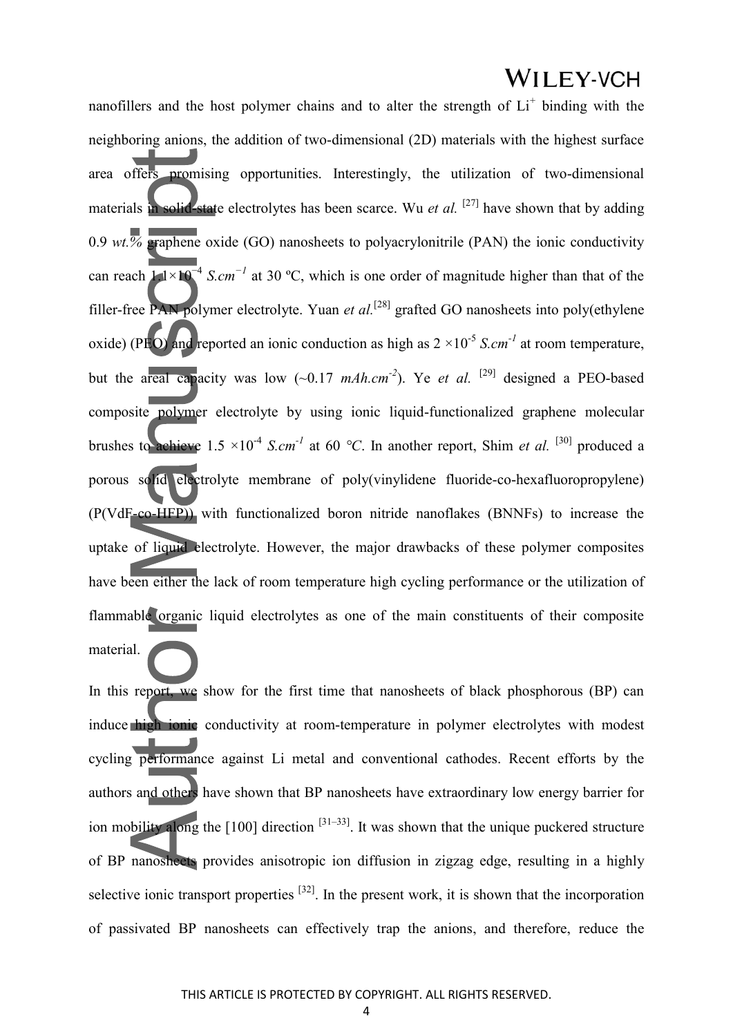nanofillers and the host polymer chains and to alter the strength of $Li^+$ binding with the neighboring anions, the addition of two-dimensional (2D) materials with the highest surface area offers promising opportunities. Interestingly, the utilization of two-dimensional materials in solid-state electrolytes has been scarce. Wu *et al.* [27] have shown that by adding 0.9 *wt.%* graphene oxide (GO) nanosheets to polyacrylonitrile (PAN) the ionic conductivity can reach $1.1\times10^{-4}$ $S.cm^{-1}$ at 30 ºC, which is one order of magnitude higher than that of the filler-free PAN polymer electrolyte. Yuan *et al.*[28] grafted GO nanosheets into poly(ethylene oxide) (PEO) and reported an ionic conduction as high as $2\times10^{-5}$ $S.cm^{-1}$ at room temperature, but the areal capacity was low (~0.17 $mAh.cm^{-2}$). Ye *et al.* [29] designed a PEO-based composite polymer electrolyte by using ionic liquid-functionalized graphene molecular brushes to achieve $1.5\times10^{-4}$ $S.cm^{-1}$ at 60 *°C*. In another report, Shim *et al.* [30] produced a porous solid electrolyte membrane of poly(vinylidene fluoride-co-hexafluoropropylene) (P(VdF-co-HFP)) with functionalized boron nitride nanoflakes (BNNFs) to increase the uptake of liquid electrolyte. However, the major drawbacks of these polymer composites have been either the lack of room temperature high cycling performance or the utilization of flammable organic liquid electrolytes as one of the main constituents of their composite material.

In this report, we show for the first time that nanosheets of black phosphorous (BP) can induce high ionic conductivity at room-temperature in polymer electrolytes with modest cycling performance against Li metal and conventional cathodes. Recent efforts by the authors and others have shown that BP nanosheets have extraordinary low energy barrier for ion mobility along the [100] direction [31–33]. It was shown that the unique puckered structure of BP nanosheets provides anisotropic ion diffusion in zigzag edge, resulting in a highly selective ionic transport properties [32]. In the present work, it is shown that the incorporation of passivated BP nanosheets can effectively trap the anions, and therefore, reduce the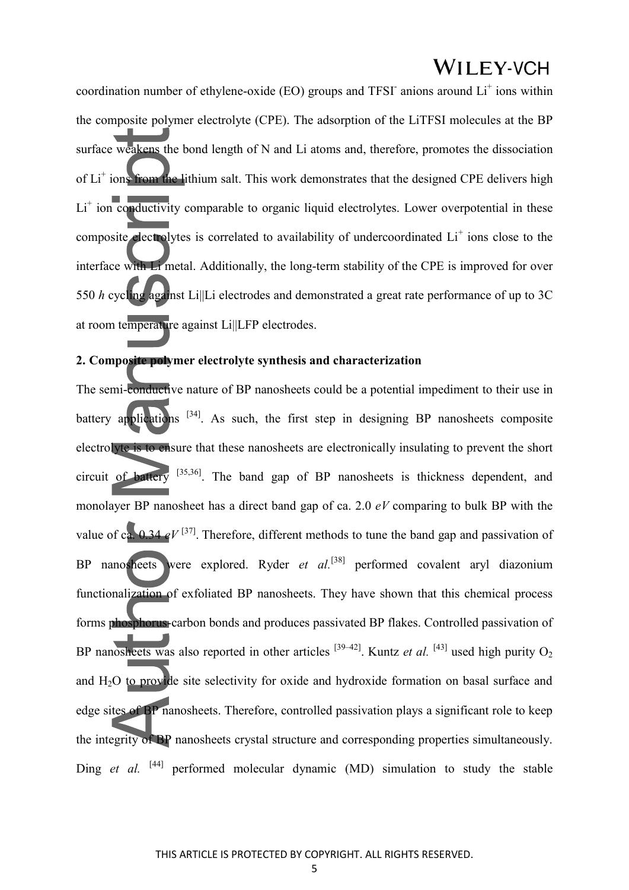coordination number of ethylene-oxide (EO) groups and TFSI$^-$ anions around $Li^+$ ions within the composite polymer electrolyte (CPE). The adsorption of the LiTFSI molecules at the BP surface weakens the bond length of N and Li atoms and, therefore, promotes the dissociation of $Li^+$ ions from the lithium salt. This work demonstrates that the designed CPE delivers high $Li^+$ ion conductivity comparable to organic liquid electrolytes. Lower overpotential in these composite electrolytes is correlated to availability of undercoordinated $Li^+$ ions close to the interface with Li metal. Additionally, the long-term stability of the CPE is improved for over 550 *h* cycling against Li||Li electrodes and demonstrated a great rate performance of up to 3C at room temperature against Li||LFP electrodes.

## 2. Composite polymer electrolyte synthesis and characterization

The semi-conductive nature of BP nanosheets could be a potential impediment to their use in battery applications [34]. As such, the first step in designing BP nanosheets composite electrolyte is to ensure that these nanosheets are electronically insulating to prevent the short circuit of battery [35,36]. The band gap of BP nanosheets is thickness dependent, and monolayer BP nanosheet has a direct band gap of ca. 2.0 *eV* comparing to bulk BP with the value of ca. 0.34 *eV* [37]. Therefore, different methods to tune the band gap and passivation of BP nanosheets were explored. Ryder *et al.*[38] performed covalent aryl diazonium functionalization of exfoliated BP nanosheets. They have shown that this chemical process forms phosphorus-carbon bonds and produces passivated BP flakes. Controlled passivation of BP nanosheets was also reported in other articles [39–42]. Kuntz *et al.* [43] used high purity $O_2$ and $H_2O$ to provide site selectivity for oxide and hydroxide formation on basal surface and edge sites of BP nanosheets. Therefore, controlled passivation plays a significant role to keep the integrity of BP nanosheets crystal structure and corresponding properties simultaneously. Ding *et al.* [44] performed molecular dynamic (MD) simulation to study the stable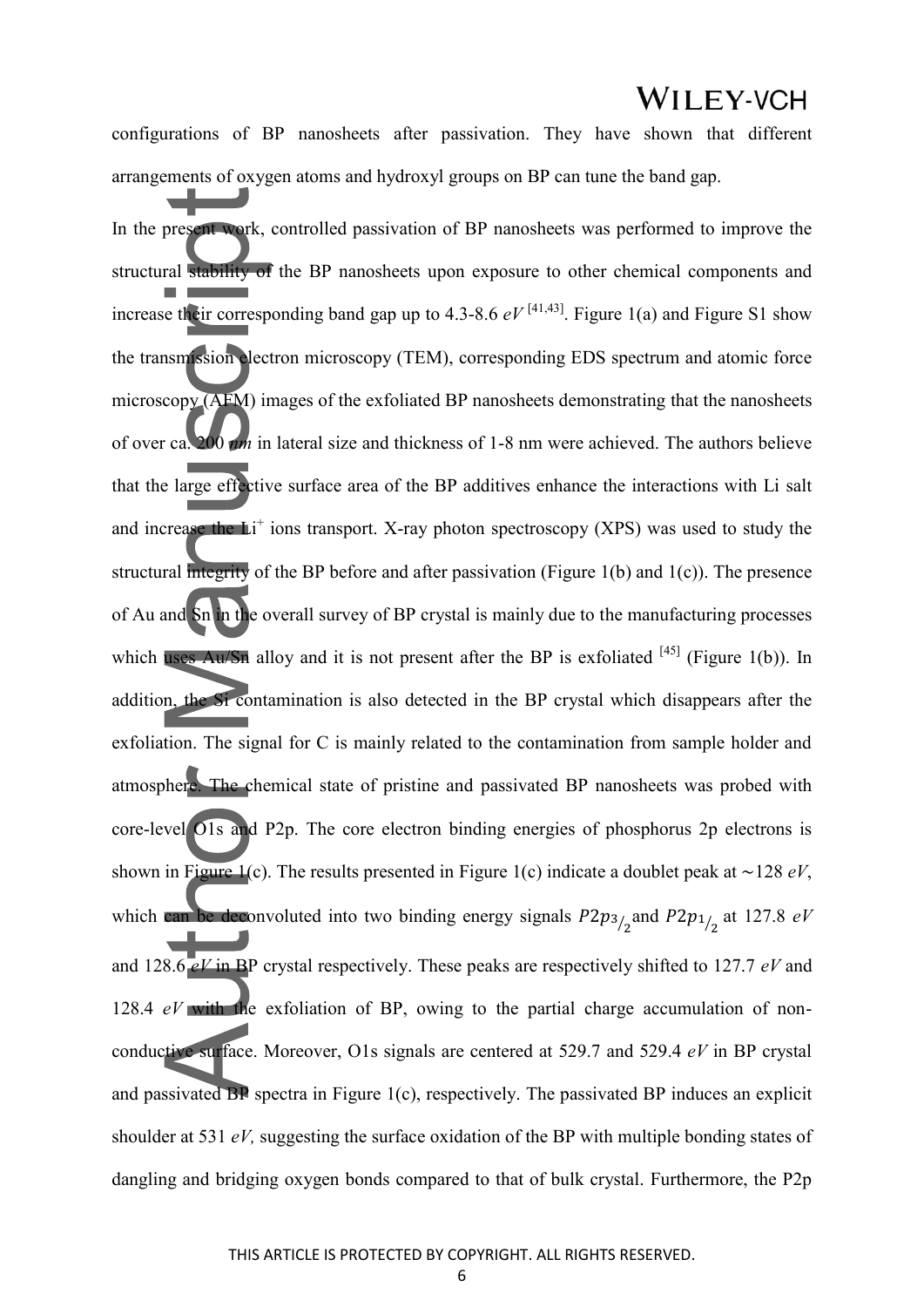configurations of BP nanosheets after passivation. They have shown that different arrangements of oxygen atoms and hydroxyl groups on BP can tune the band gap.

In the present work, controlled passivation of BP nanosheets was performed to improve the structural stability of the BP nanosheets upon exposure to other chemical components and increase their corresponding band gap up to 4.3-8.6 $eV$ [41,43]. Figure 1(a) and Figure S1 show the transmission electron microscopy (TEM), corresponding EDS spectrum and atomic force microscopy (AFM) images of the exfoliated BP nanosheets demonstrating that the nanosheets of over ca. 200 $nm$ in lateral size and thickness of 1-8 nm were achieved. The authors believe that the large effective surface area of the BP additives enhance the interactions with Li salt and increase the $Li^+$ ions transport. X-ray photon spectroscopy (XPS) was used to study the structural integrity of the BP before and after passivation (Figure 1(b) and 1(c)). The presence of Au and Sn in the overall survey of BP crystal is mainly due to the manufacturing processes which uses Au/Sn alloy and it is not present after the BP is exfoliated [45] (Figure 1(b)). In addition, the Si contamination is also detected in the BP crystal which disappears after the exfoliation. The signal for C is mainly related to the contamination from sample holder and atmosphere. The chemical state of pristine and passivated BP nanosheets was probed with core-level O1s and P2p. The core electron binding energies of phosphorus 2p electrons is shown in Figure 1(c). The results presented in Figure 1(c) indicate a doublet peak at $\sim$128 $eV$, which can be deconvoluted into two binding energy signals $P2p_{3/2}$ and $P2p_{1/2}$ at 127.8 $eV$ and 128.6 $eV$ in BP crystal respectively. These peaks are respectively shifted to 127.7 $eV$ and 128.4 $eV$ with the exfoliation of BP, owing to the partial charge accumulation of non-conductive surface. Moreover, O1s signals are centered at 529.7 and 529.4 $eV$ in BP crystal and passivated BP spectra in Figure 1(c), respectively. The passivated BP induces an explicit shoulder at 531 $eV$, suggesting the surface oxidation of the BP with multiple bonding states of dangling and bridging oxygen bonds compared to that of bulk crystal. Furthermore, the P2p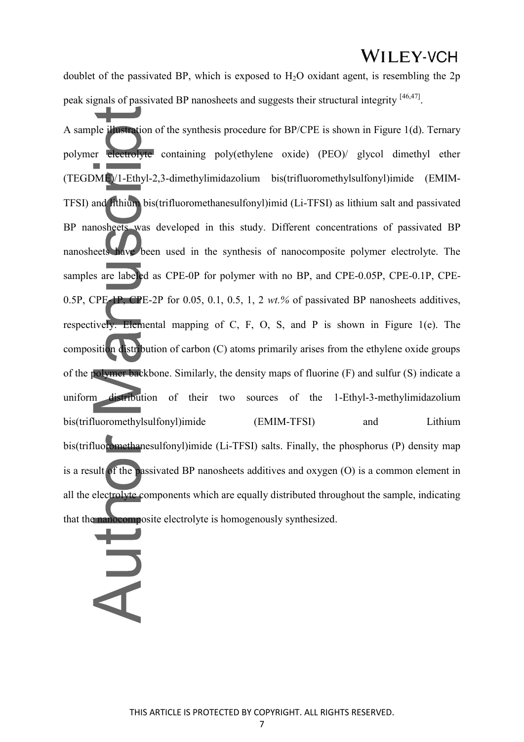doublet of the passivated BP, which is exposed to $H_2O$ oxidant agent, is resembling the 2p peak signals of passivated BP nanosheets and suggests their structural integrity [46,47].

A sample illustration of the synthesis procedure for BP/CPE is shown in Figure 1(d). Ternary polymer electrolyte containing poly(ethylene oxide) (PEO)/ glycol dimethyl ether (TEGDME)/1-Ethyl-2,3-dimethylimidazolium bis(trifluoromethylsulfonyl)imide (EMIM-TFSI) and lithium bis(trifluoromethanesulfonyl)imid (Li-TFSI) as lithium salt and passivated BP nanosheets was developed in this study. Different concentrations of passivated BP nanosheets have been used in the synthesis of nanocomposite polymer electrolyte. The samples are labeled as CPE-0P for polymer with no BP, and CPE-0.05P, CPE-0.1P, CPE-0.5P, CPE-1P, CPE-2P for 0.05, 0.1, 0.5, 1, 2 *wt.%* of passivated BP nanosheets additives, respectively. Elemental mapping of C, F, O, S, and P is shown in Figure 1(e). The composition distribution of carbon (C) atoms primarily arises from the ethylene oxide groups of the polymer backbone. Similarly, the density maps of fluorine (F) and sulfur (S) indicate a uniform distribution of their two sources of the 1-Ethyl-3-methylimidazolium bis(trifluoromethylsulfonyl)imide (EMIM-TFSI) and Lithium bis(trifluoromethanesulfonyl)imide (Li-TFSI) salts. Finally, the phosphorus (P) density map is a result of the passivated BP nanosheets additives and oxygen (O) is a common element in all the electrolyte components which are equally distributed throughout the sample, indicating that the nanocomposite electrolyte is homogenously synthesized.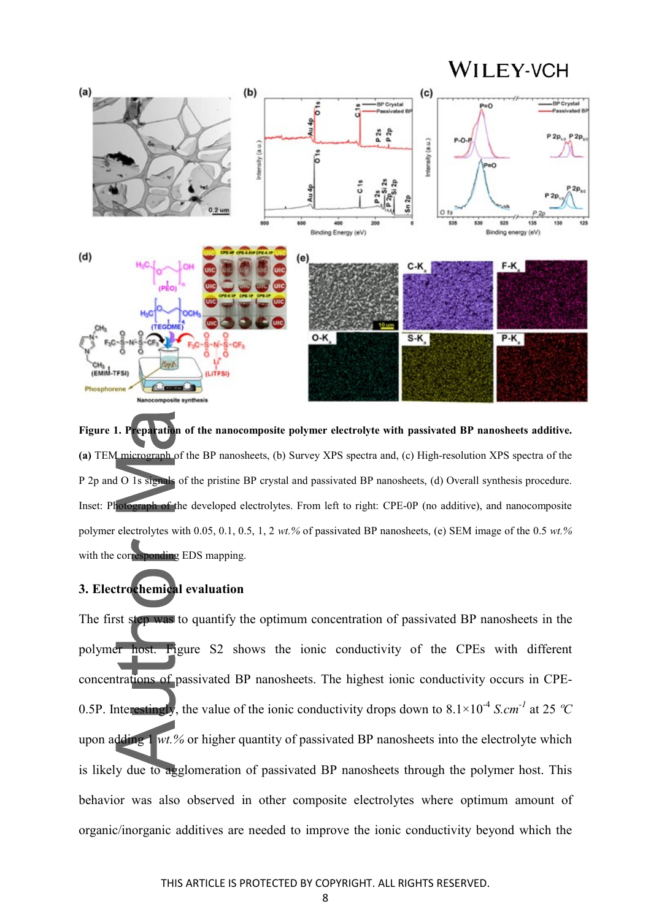**Figure 1. Preparation of the nanocomposite polymer electrolyte with passivated BP nanosheets additive.** **(a)** TEM micrograph of the BP nanosheets, (b) Survey XPS spectra and, (c) High-resolution XPS spectra of the P 2p and O 1s signals of the pristine BP crystal and passivated BP nanosheets, (d) Overall synthesis procedure. Inset: Photograph of the developed electrolytes. From left to right: CPE-0P (no additive), and nanocomposite polymer electrolytes with 0.05, 0.1, 0.5, 1, 2 *wt.%* of passivated BP nanosheets, (e) SEM image of the 0.5 *wt.%* with the corresponding EDS mapping.

## 3. Electrochemical evaluation

The first step was to quantify the optimum concentration of passivated BP nanosheets in the polymer host. Figure S2 shows the ionic conductivity of the CPEs with different concentrations of passivated BP nanosheets. The highest ionic conductivity occurs in CPE-0.5P. Interestingly, the value of the ionic conductivity drops down to $8.1\times10^{-4}$ $S.cm^{-1}$ at 25 ºC upon adding 1 *wt.%* or higher quantity of passivated BP nanosheets into the electrolyte which is likely due to agglomeration of passivated BP nanosheets through the polymer host. This behavior was also observed in other composite electrolytes where optimum amount of organic/inorganic additives are needed to improve the ionic conductivity beyond which the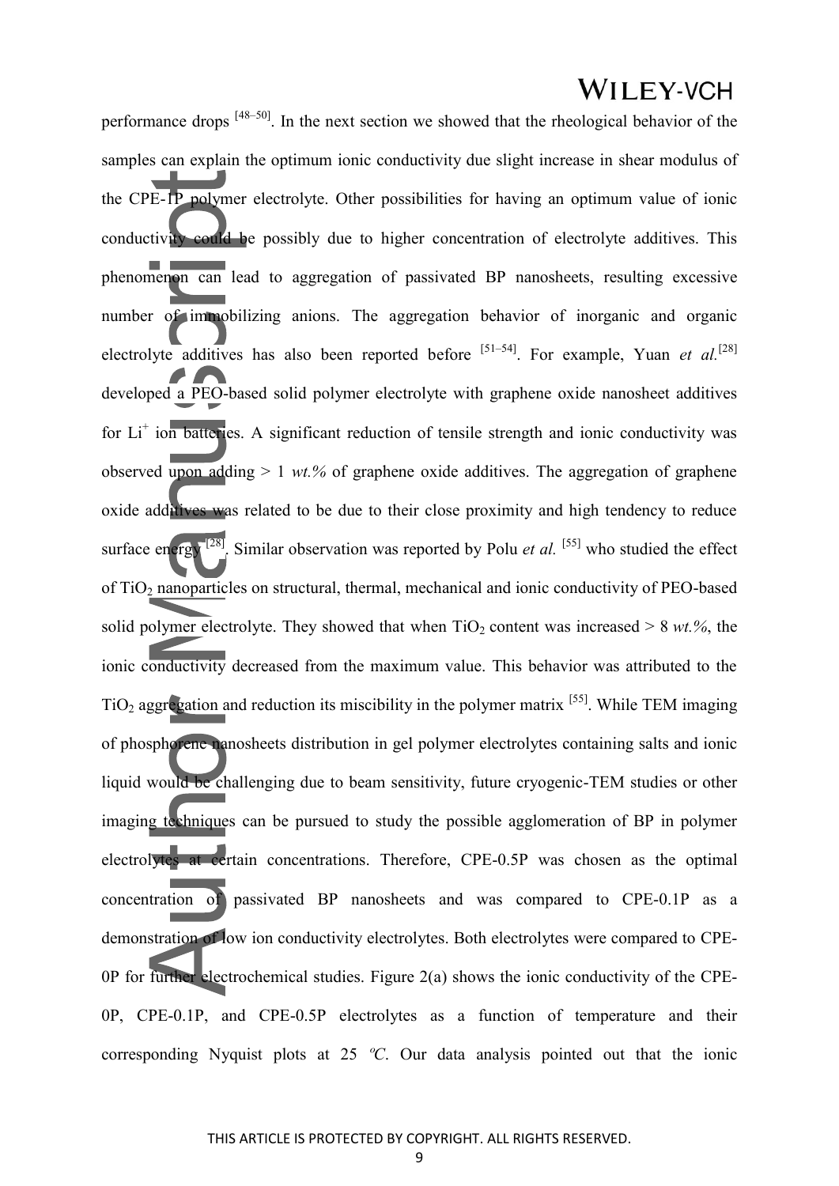performance drops [48–50]. In the next section we showed that the rheological behavior of the samples can explain the optimum ionic conductivity due slight increase in shear modulus of the CPE-1P polymer electrolyte. Other possibilities for having an optimum value of ionic conductivity could be possibly due to higher concentration of electrolyte additives. This phenomenon can lead to aggregation of passivated BP nanosheets, resulting excessive number of immobilizing anions. The aggregation behavior of inorganic and organic electrolyte additives has also been reported before [51–54]. For example, Yuan *et al.*[28] developed a PEO-based solid polymer electrolyte with graphene oxide nanosheet additives for $Li^+$ ion batteries. A significant reduction of tensile strength and ionic conductivity was observed upon adding > 1 *wt.%* of graphene oxide additives. The aggregation of graphene oxide additives was related to be due to their close proximity and high tendency to reduce surface energy [28]. Similar observation was reported by Polu *et al.* [55] who studied the effect of $TiO_2$ nanoparticles on structural, thermal, mechanical and ionic conductivity of PEO-based solid polymer electrolyte. They showed that when $TiO_2$ content was increased > 8 *wt.%*, the ionic conductivity decreased from the maximum value. This behavior was attributed to the $TiO_2$ aggregation and reduction its miscibility in the polymer matrix [55]. While TEM imaging of phosphorene nanosheets distribution in gel polymer electrolytes containing salts and ionic liquid would be challenging due to beam sensitivity, future cryogenic-TEM studies or other imaging techniques can be pursued to study the possible agglomeration of BP in polymer electrolytes at certain concentrations. Therefore, CPE-0.5P was chosen as the optimal concentration of passivated BP nanosheets and was compared to CPE-0.1P as a demonstration of low ion conductivity electrolytes. Both electrolytes were compared to CPE-0P for further electrochemical studies. Figure 2(a) shows the ionic conductivity of the CPE-0P, CPE-0.1P, and CPE-0.5P electrolytes as a function of temperature and their corresponding Nyquist plots at 25 *ºC*. Our data analysis pointed out that the ionic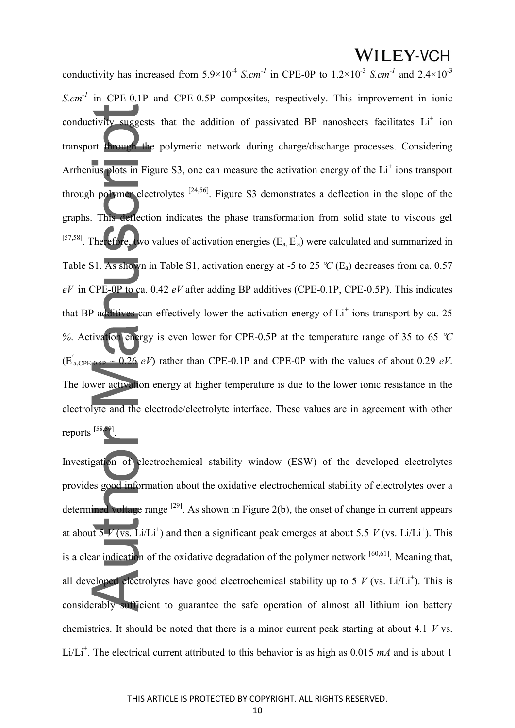conductivity has increased from $5.9\times10^{-4}$ $S.cm^{-1}$ in CPE-0P to $1.2\times10^{-3}$ $S.cm^{-1}$ and $2.4\times10^{-3}$ $S.cm^{-1}$ in CPE-0.1P and CPE-0.5P composites, respectively. This improvement in ionic conductivity suggests that the addition of passivated BP nanosheets facilitates $Li^+$ ion transport through the polymeric network during charge/discharge processes. Considering Arrhenius plots in Figure S3, one can measure the activation energy of the $Li^+$ ions transport through polymer electrolytes [24,56]. Figure S3 demonstrates a deflection in the slope of the graphs. This deflection indicates the phase transformation from solid state to viscous gel [57,58]. Therefore, two values of activation energies ($E_a$, $E_a^{'}$) were calculated and summarized in Table S1. As shown in Table S1, activation energy at -5 to 25 *ºC* ($E_a$) decreases from ca. 0.57 *eV* in CPE-0P to ca. 0.42 *eV* after adding BP additives (CPE-0.1P, CPE-0.5P). This indicates that BP additives can effectively lower the activation energy of $Li^+$ ions transport by ca. 25 *%*. Activation energy is even lower for CPE-0.5P at the temperature range of 35 to 65 *ºC* ($E^{'}_{a,CPE\text{-}0.5P} \approx 0.26$ *eV*) rather than CPE-0.1P and CPE-0P with the values of about 0.29 *eV*. The lower activation energy at higher temperature is due to the lower ionic resistance in the electrolyte and the electrode/electrolyte interface. These values are in agreement with other reports [58,59].

Investigation of electrochemical stability window (ESW) of the developed electrolytes provides good information about the oxidative electrochemical stability of electrolytes over a determined voltage range [29]. As shown in Figure 2(b), the onset of change in current appears at about 5 *V* (vs. $Li/Li^+$) and then a significant peak emerges at about 5.5 *V* (vs. $Li/Li^+$). This is a clear indication of the oxidative degradation of the polymer network [60,61]. Meaning that, all developed electrolytes have good electrochemical stability up to 5 *V* (vs. $Li/Li^+$). This is considerably sufficient to guarantee the safe operation of almost all lithium ion battery chemistries. It should be noted that there is a minor current peak starting at about 4.1 *V* vs. $Li/Li^+$. The electrical current attributed to this behavior is as high as 0.015 *mA* and is about 1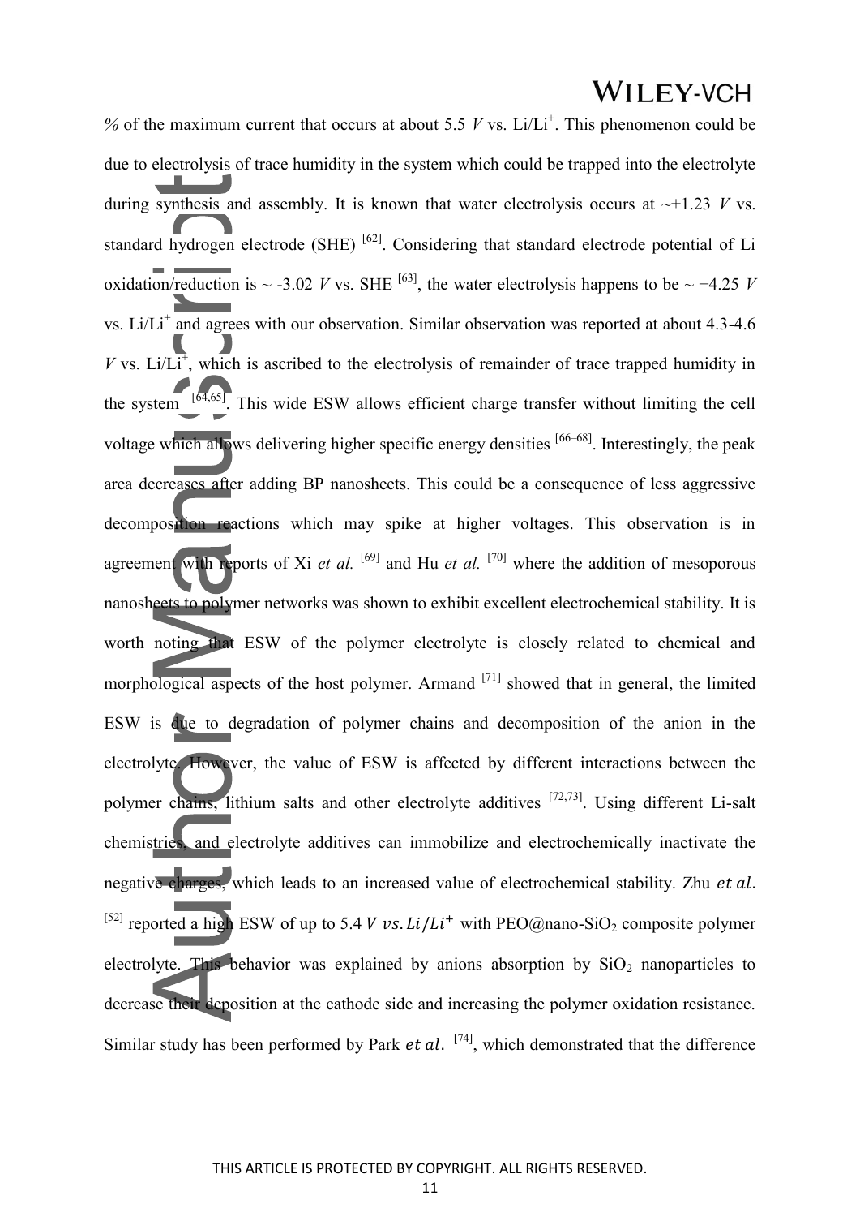% of the maximum current that occurs at about 5.5 *V* vs. $Li/Li^+$. This phenomenon could be due to electrolysis of trace humidity in the system which could be trapped into the electrolyte during synthesis and assembly. It is known that water electrolysis occurs at ~+1.23 *V* vs. standard hydrogen electrode (SHE) [62]. Considering that standard electrode potential of Li oxidation/reduction is ~ -3.02 *V* vs. SHE [63], the water electrolysis happens to be ~ +4.25 *V* vs. $Li/Li^+$ and agrees with our observation. Similar observation was reported at about 4.3-4.6 *V* vs. $Li/Li^+$, which is ascribed to the electrolysis of remainder of trace trapped humidity in the system [64,65]. This wide ESW allows efficient charge transfer without limiting the cell voltage which allows delivering higher specific energy densities [66–68]. Interestingly, the peak area decreases after adding BP nanosheets. This could be a consequence of less aggressive decomposition reactions which may spike at higher voltages. This observation is in agreement with reports of Xi *et al.* [69] and Hu *et al.* [70] where the addition of mesoporous nanosheets to polymer networks was shown to exhibit excellent electrochemical stability. It is worth noting that ESW of the polymer electrolyte is closely related to chemical and morphological aspects of the host polymer. Armand [71] showed that in general, the limited ESW is due to degradation of polymer chains and decomposition of the anion in the electrolyte. However, the value of ESW is affected by different interactions between the polymer chains, lithium salts and other electrolyte additives [72,73]. Using different Li-salt chemistries, and electrolyte additives can immobilize and electrochemically inactivate the negative charges, which leads to an increased value of electrochemical stability. Zhu $et\ al.$ [52] reported a high ESW of up to 5.4 $V\ vs. Li/Li^+$ with PEO@nano-$SiO_2$ composite polymer electrolyte. This behavior was explained by anions absorption by $SiO_2$ nanoparticles to decrease their deposition at the cathode side and increasing the polymer oxidation resistance. Similar study has been performed by Park $et\ al.$ [74], which demonstrated that the difference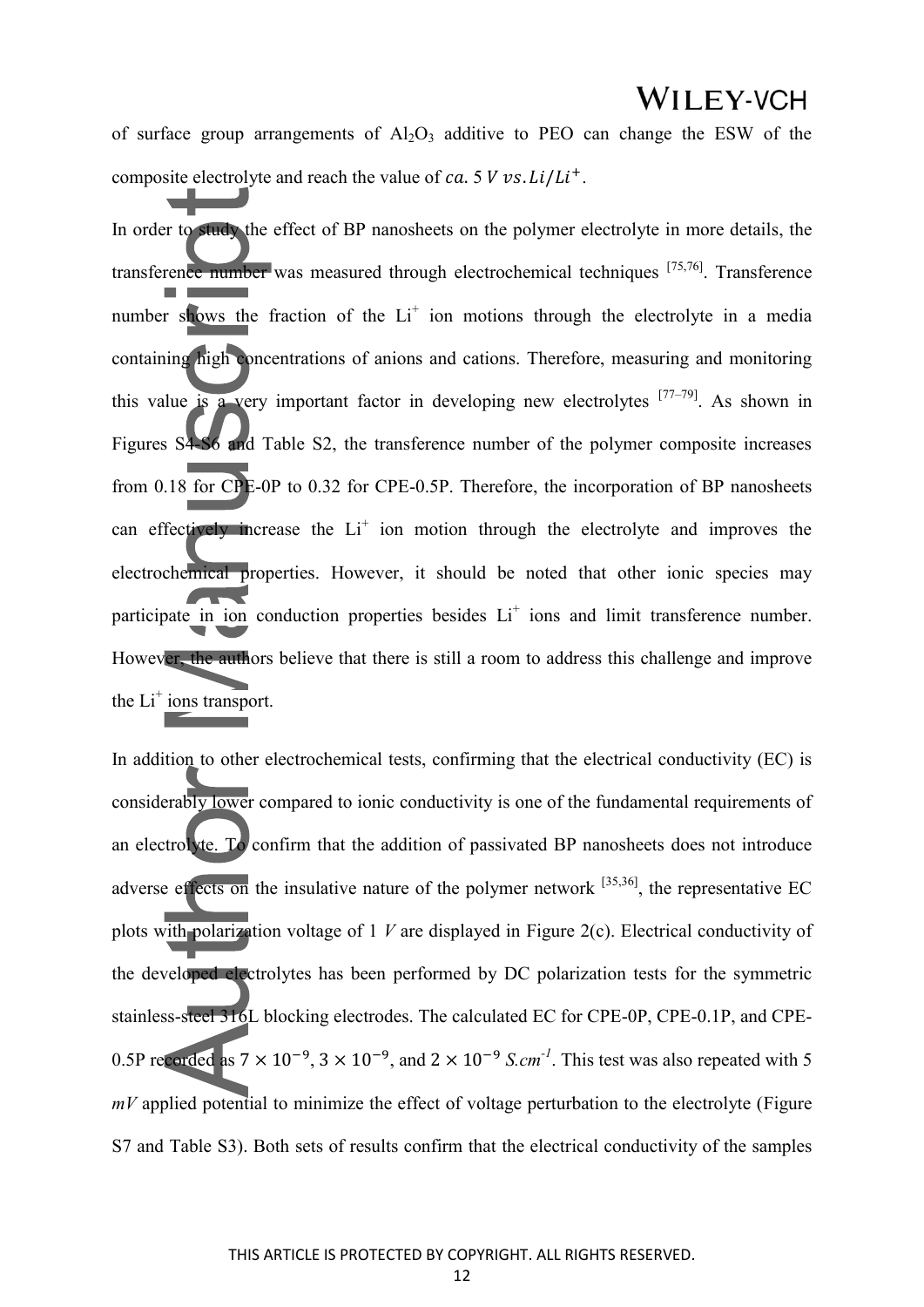of surface group arrangements of $Al_2O_3$ additive to PEO can change the ESW of the composite electrolyte and reach the value of $ca.\ 5\ V\ vs. Li/Li^+$.

In order to study the effect of BP nanosheets on the polymer electrolyte in more details, the transference number was measured through electrochemical techniques [75,76]. Transference number shows the fraction of the $Li^+$ ion motions through the electrolyte in a media containing high concentrations of anions and cations. Therefore, measuring and monitoring this value is a very important factor in developing new electrolytes [77–79]. As shown in Figures S4-S6 and Table S2, the transference number of the polymer composite increases from 0.18 for CPE-0P to 0.32 for CPE-0.5P. Therefore, the incorporation of BP nanosheets can effectively increase the $Li^+$ ion motion through the electrolyte and improves the electrochemical properties. However, it should be noted that other ionic species may participate in ion conduction properties besides $Li^+$ ions and limit transference number. However, the authors believe that there is still a room to address this challenge and improve the $Li^+$ ions transport.

In addition to other electrochemical tests, confirming that the electrical conductivity (EC) is considerably lower compared to ionic conductivity is one of the fundamental requirements of an electrolyte. To confirm that the addition of passivated BP nanosheets does not introduce adverse effects on the insulative nature of the polymer network [35,36], the representative EC plots with polarization voltage of 1 *V* are displayed in Figure 2(c). Electrical conductivity of the developed electrolytes has been performed by DC polarization tests for the symmetric stainless-steel 316L blocking electrodes. The calculated EC for CPE-0P, CPE-0.1P, and CPE-0.5P recorded as $7 \times 10^{-9}$, $3 \times 10^{-9}$, and $2 \times 10^{-9}$ $S.cm^{-1}$. This test was also repeated with 5 *mV* applied potential to minimize the effect of voltage perturbation to the electrolyte (Figure S7 and Table S3). Both sets of results confirm that the electrical conductivity of the samples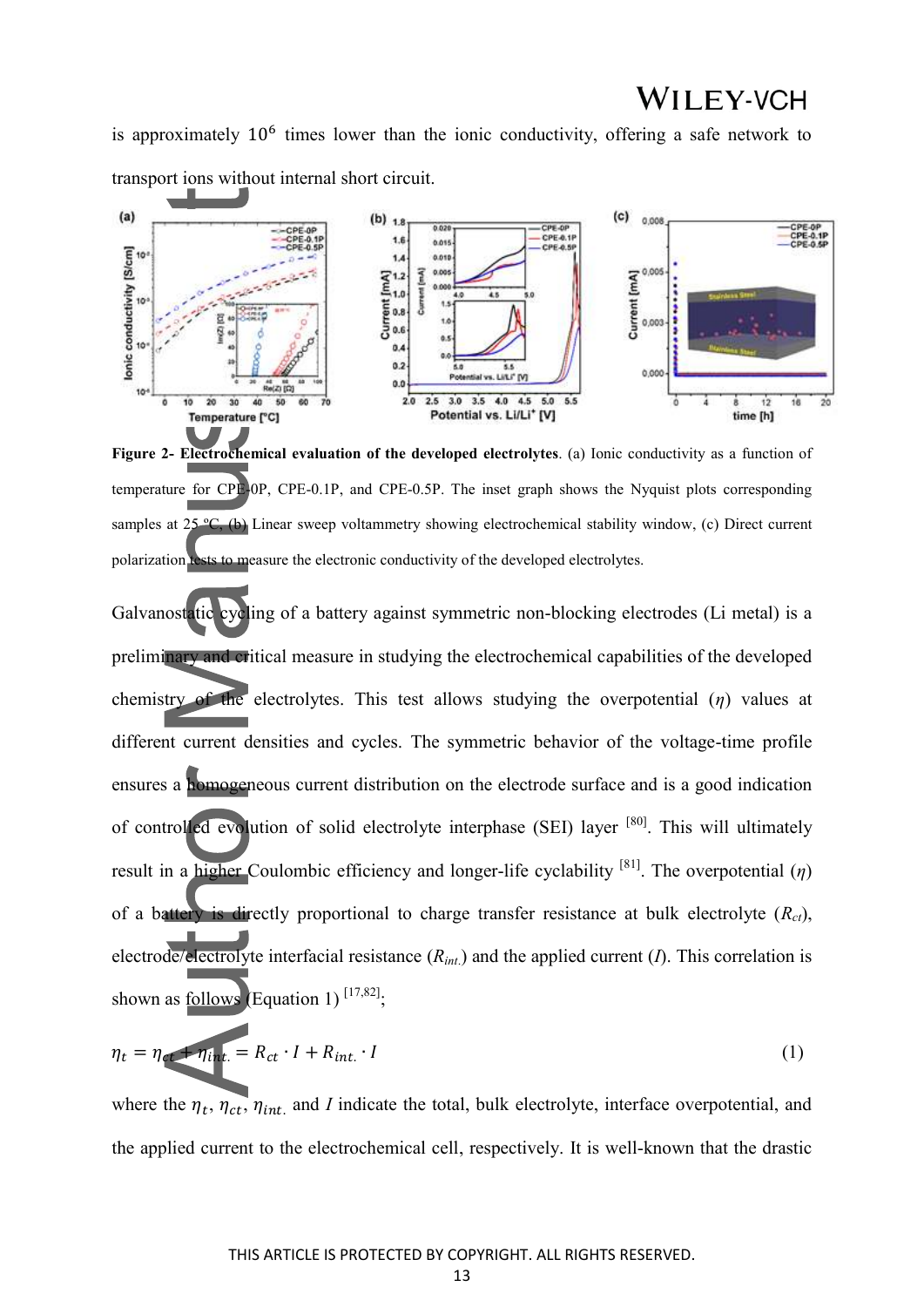is approximately $10^6$ times lower than the ionic conductivity, offering a safe network to transport ions without internal short circuit.

**Figure 2- Electrochemical evaluation of the developed electrolytes**. (a) Ionic conductivity as a function of temperature for CPE-0P, CPE-0.1P, and CPE-0.5P. The inset graph shows the Nyquist plots corresponding samples at 25 ºC, (b) Linear sweep voltammetry showing electrochemical stability window, (c) Direct current polarization tests to measure the electronic conductivity of the developed electrolytes.

Galvanostatic cycling of a battery against symmetric non-blocking electrodes (Li metal) is a preliminary and critical measure in studying the electrochemical capabilities of the developed chemistry of the electrolytes. This test allows studying the overpotential ($\eta$) values at different current densities and cycles. The symmetric behavior of the voltage-time profile ensures a homogeneous current distribution on the electrode surface and is a good indication of controlled evolution of solid electrolyte interphase (SEI) layer [80]. This will ultimately result in a higher Coulombic efficiency and longer-life cyclability [81]. The overpotential ($\eta$) of a battery is directly proportional to charge transfer resistance at bulk electrolyte ($R_{ct}$), electrode/electrolyte interfacial resistance ($R_{int.}$) and the applied current ($I$). This correlation is shown as follows (Equation 1) [17,82];

$$\eta_t = \eta_{ct} + \eta_{int.} = R_{ct} \cdot I + R_{int.} \cdot I \tag{1}$$

where the $\eta_t$, $\eta_{ct}$, $\eta_{int.}$ and $I$ indicate the total, bulk electrolyte, interface overpotential, and the applied current to the electrochemical cell, respectively. It is well-known that the drastic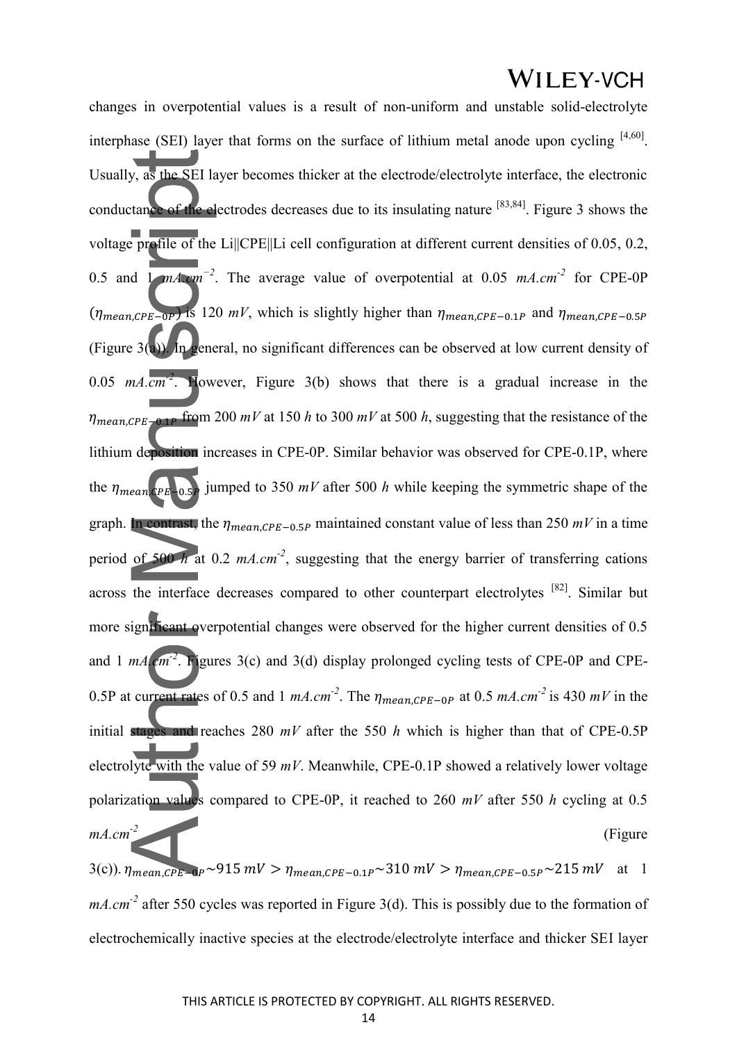changes in overpotential values is a result of non-uniform and unstable solid-electrolyte interphase (SEI) layer that forms on the surface of lithium metal anode upon cycling [4,60]. Usually, as the SEI layer becomes thicker at the electrode/electrolyte interface, the electronic conductance of the electrodes decreases due to its insulating nature [83,84]. Figure 3 shows the voltage profile of the Li||CPE||Li cell configuration at different current densities of 0.05, 0.2, 0.5 and 1 $mA.cm^{-2}$. The average value of overpotential at 0.05 $mA.cm^{-2}$ for CPE-0P ($\eta_{mean,CPE-0P}$) is 120 $mV$, which is slightly higher than $\eta_{mean,CPE-0.1P}$ and $\eta_{mean,CPE-0.5P}$ (Figure 3(a)). In general, no significant differences can be observed at low current density of 0.05 $mA.cm^{-2}$. However, Figure 3(b) shows that there is a gradual increase in the $\eta_{mean,CPE-0.1P}$ from 200 $mV$ at 150 $h$ to 300 $mV$ at 500 $h$, suggesting that the resistance of the lithium deposition increases in CPE-0P. Similar behavior was observed for CPE-0.1P, where the $\eta_{mean,CPE-0.5P}$ jumped to 350 $mV$ after 500 $h$ while keeping the symmetric shape of the graph. In contrast, the $\eta_{mean,CPE-0.5P}$ maintained constant value of less than 250 $mV$ in a time period of 500 $h$ at 0.2 $mA.cm^{-2}$, suggesting that the energy barrier of transferring cations across the interface decreases compared to other counterpart electrolytes [82]. Similar but more significant overpotential changes were observed for the higher current densities of 0.5 and 1 $mA.cm^{-2}$. Figures 3(c) and 3(d) display prolonged cycling tests of CPE-0P and CPE-0.5P at current rates of 0.5 and 1 $mA.cm^{-2}$. The $\eta_{mean,CPE-0P}$ at 0.5 $mA.cm^{-2}$ is 430 $mV$ in the initial stages and reaches 280 $mV$ after the 550 $h$ which is higher than that of CPE-0.5P electrolyte with the value of 59 $mV$. Meanwhile, CPE-0.1P showed a relatively lower voltage polarization values compared to CPE-0P, it reached to 260 $mV$ after 550 $h$ cycling at 0.5 $mA.cm^{-2}$ (Figure 3(c)). $\eta_{mean,CPE-0P} \sim 915\ mV > \eta_{mean,CPE-0.1P} \sim 310\ mV > \eta_{mean,CPE-0.5P} \sim 215\ mV$ at 1 $mA.cm^{-2}$ after 550 cycles was reported in Figure 3(d). This is possibly due to the formation of electrochemically inactive species at the electrode/electrolyte interface and thicker SEI layer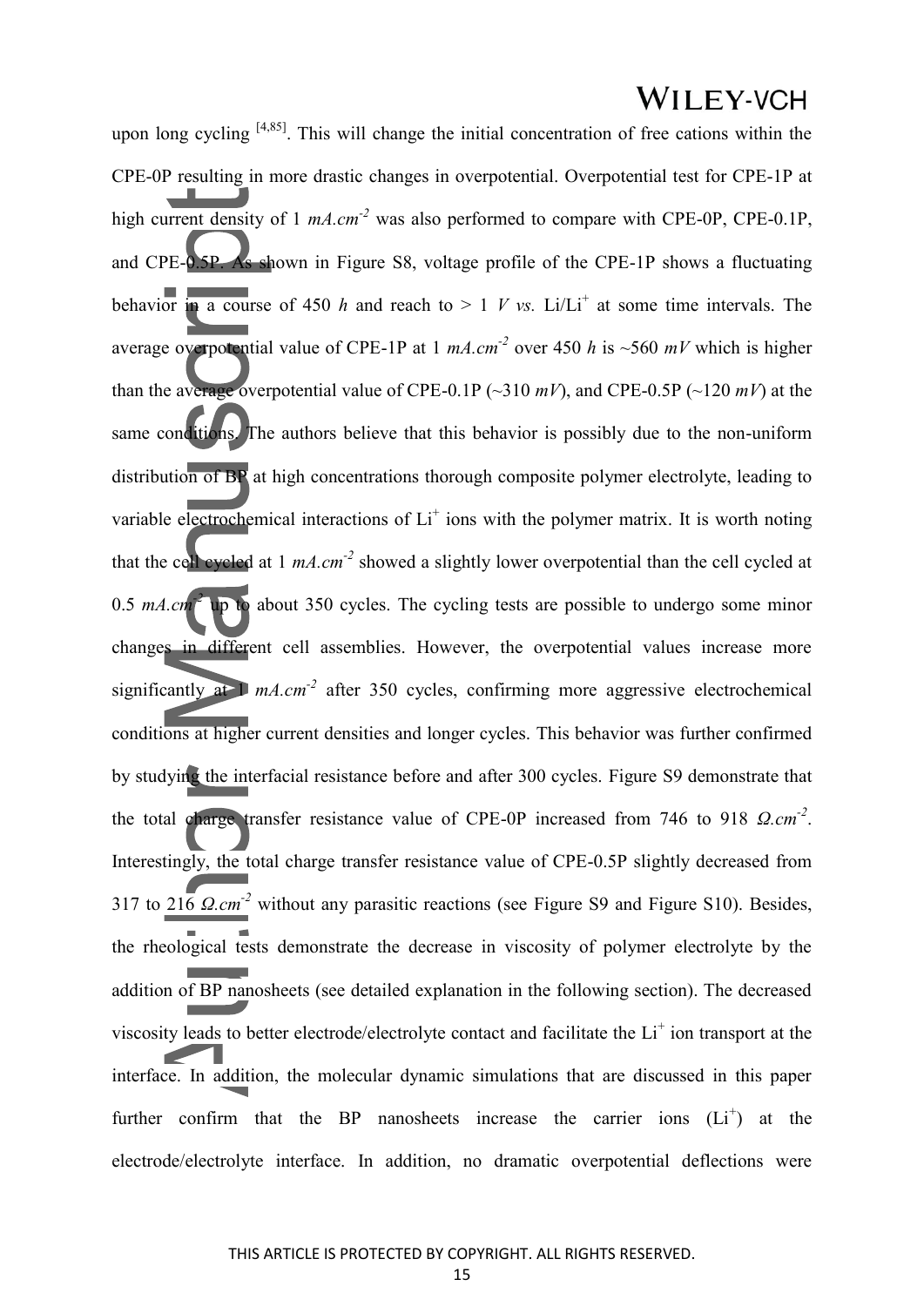upon long cycling [4,85]. This will change the initial concentration of free cations within the CPE-0P resulting in more drastic changes in overpotential. Overpotential test for CPE-1P at high current density of 1 $mA.cm^{-2}$ was also performed to compare with CPE-0P, CPE-0.1P, and CPE-0.5P. As shown in Figure S8, voltage profile of the CPE-1P shows a fluctuating behavior in a course of 450 *h* and reach to > 1 *V vs.* $Li/Li^{+}$ at some time intervals. The average overpotential value of CPE-1P at 1 $mA.cm^{-2}$ over 450 *h* is ~560 *mV* which is higher than the average overpotential value of CPE-0.1P (~310 *mV*), and CPE-0.5P (~120 *mV*) at the same conditions. The authors believe that this behavior is possibly due to the non-uniform distribution of BP at high concentrations thorough composite polymer electrolyte, leading to variable electrochemical interactions of $Li^{+}$ ions with the polymer matrix. It is worth noting that the cell cycled at 1 $mA.cm^{-2}$ showed a slightly lower overpotential than the cell cycled at 0.5 $mA.cm^{-2}$ up to about 350 cycles. The cycling tests are possible to undergo some minor changes in different cell assemblies. However, the overpotential values increase more significantly at 1 $mA.cm^{-2}$ after 350 cycles, confirming more aggressive electrochemical conditions at higher current densities and longer cycles. This behavior was further confirmed by studying the interfacial resistance before and after 300 cycles. Figure S9 demonstrate that the total charge transfer resistance value of CPE-0P increased from 746 to 918 $\Omega.cm^{-2}$. Interestingly, the total charge transfer resistance value of CPE-0.5P slightly decreased from 317 to 216 $\Omega.cm^{-2}$ without any parasitic reactions (see Figure S9 and Figure S10). Besides, the rheological tests demonstrate the decrease in viscosity of polymer electrolyte by the addition of BP nanosheets (see detailed explanation in the following section). The decreased viscosity leads to better electrode/electrolyte contact and facilitate the $Li^{+}$ ion transport at the interface. In addition, the molecular dynamic simulations that are discussed in this paper further confirm that the BP nanosheets increase the carrier ions ($Li^{+}$) at the electrode/electrolyte interface. In addition, no dramatic overpotential deflections were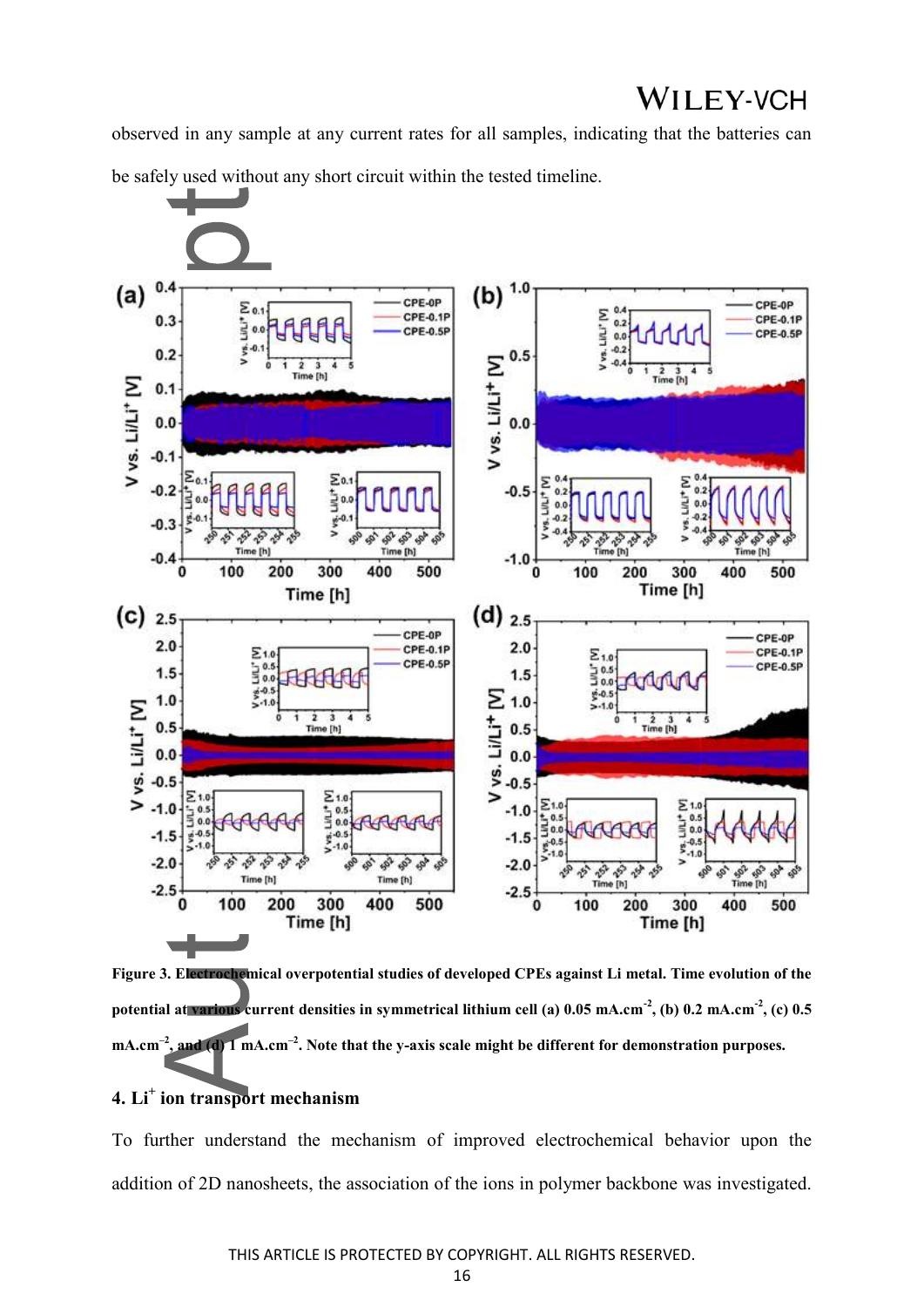observed in any sample at any current rates for all samples, indicating that the batteries can be safely used without any short circuit within the tested timeline.

**Figure 3. Electrochemical overpotential studies of developed CPEs against Li metal. Time evolution of the potential at various current densities in symmetrical lithium cell (a) 0.05 mA.cm$^{-2}$, (b) 0.2 mA.cm$^{-2}$, (c) 0.5 mA.cm$^{-2}$, and (d) 1 mA.cm$^{-2}$. Note that the y-axis scale might be different for demonstration purposes.**

## 4. $Li^+$ ion transport mechanism

To further understand the mechanism of improved electrochemical behavior upon the addition of 2D nanosheets, the association of the ions in polymer backbone was investigated.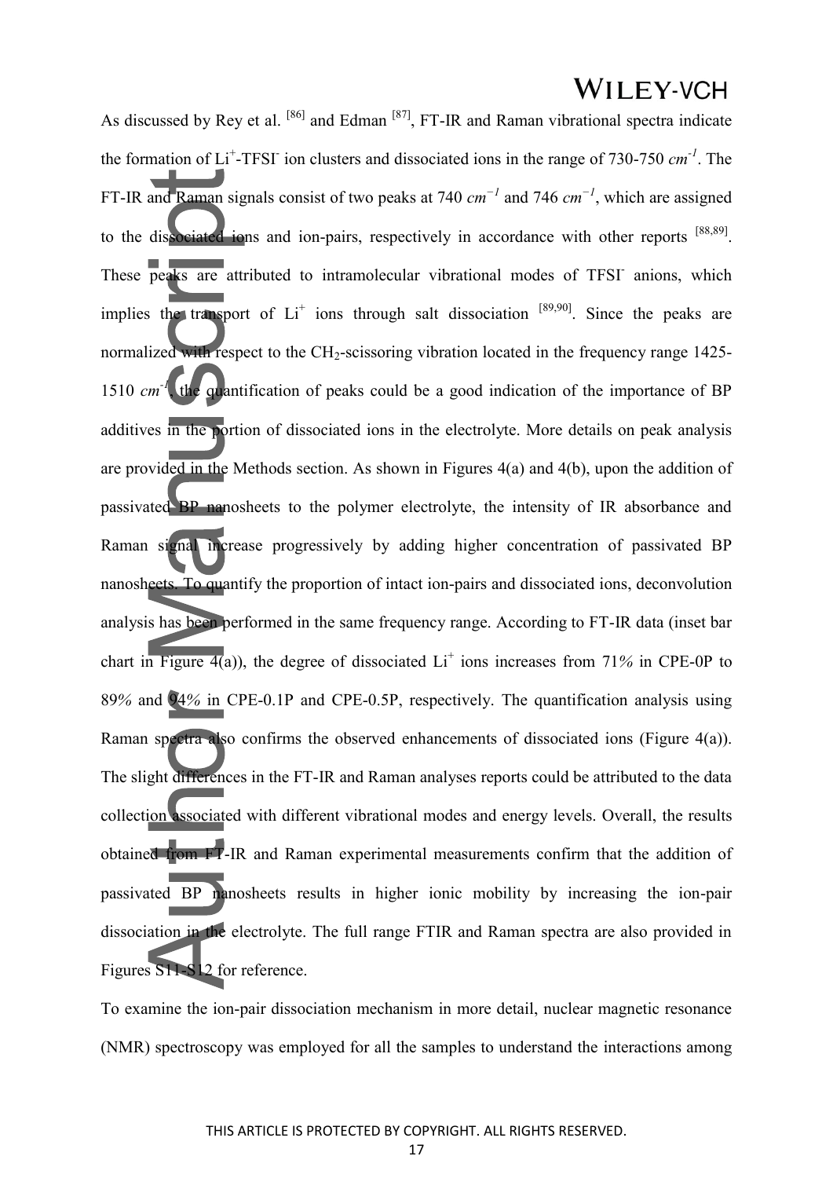As discussed by Rey et al. [86] and Edman [87], FT-IR and Raman vibrational spectra indicate the formation of $Li^+$-$TFSI^-$ ion clusters and dissociated ions in the range of 730-750 $cm^{-1}$. The FT-IR and Raman signals consist of two peaks at 740 $cm^{-1}$ and 746 $cm^{-1}$, which are assigned to the dissociated ions and ion-pairs, respectively in accordance with other reports [88,89]. These peaks are attributed to intramolecular vibrational modes of $TFSI^-$ anions, which implies the transport of $Li^+$ ions through salt dissociation [89,90]. Since the peaks are normalized with respect to the $CH_2$-scissoring vibration located in the frequency range 1425-1510 $cm^{-1}$, the quantification of peaks could be a good indication of the importance of BP additives in the portion of dissociated ions in the electrolyte. More details on peak analysis are provided in the Methods section. As shown in Figures 4(a) and 4(b), upon the addition of passivated BP nanosheets to the polymer electrolyte, the intensity of IR absorbance and Raman signal increase progressively by adding higher concentration of passivated BP nanosheets. To quantify the proportion of intact ion-pairs and dissociated ions, deconvolution analysis has been performed in the same frequency range. According to FT-IR data (inset bar chart in Figure 4(a)), the degree of dissociated $Li^+$ ions increases from 71% in CPE-0P to 89% and 94% in CPE-0.1P and CPE-0.5P, respectively. The quantification analysis using Raman spectra also confirms the observed enhancements of dissociated ions (Figure 4(a)). The slight differences in the FT-IR and Raman analyses reports could be attributed to the data collection associated with different vibrational modes and energy levels. Overall, the results obtained from FT-IR and Raman experimental measurements confirm that the addition of passivated BP nanosheets results in higher ionic mobility by increasing the ion-pair dissociation in the electrolyte. The full range FTIR and Raman spectra are also provided in Figures S11-S12 for reference.

To examine the ion-pair dissociation mechanism in more detail, nuclear magnetic resonance (NMR) spectroscopy was employed for all the samples to understand the interactions among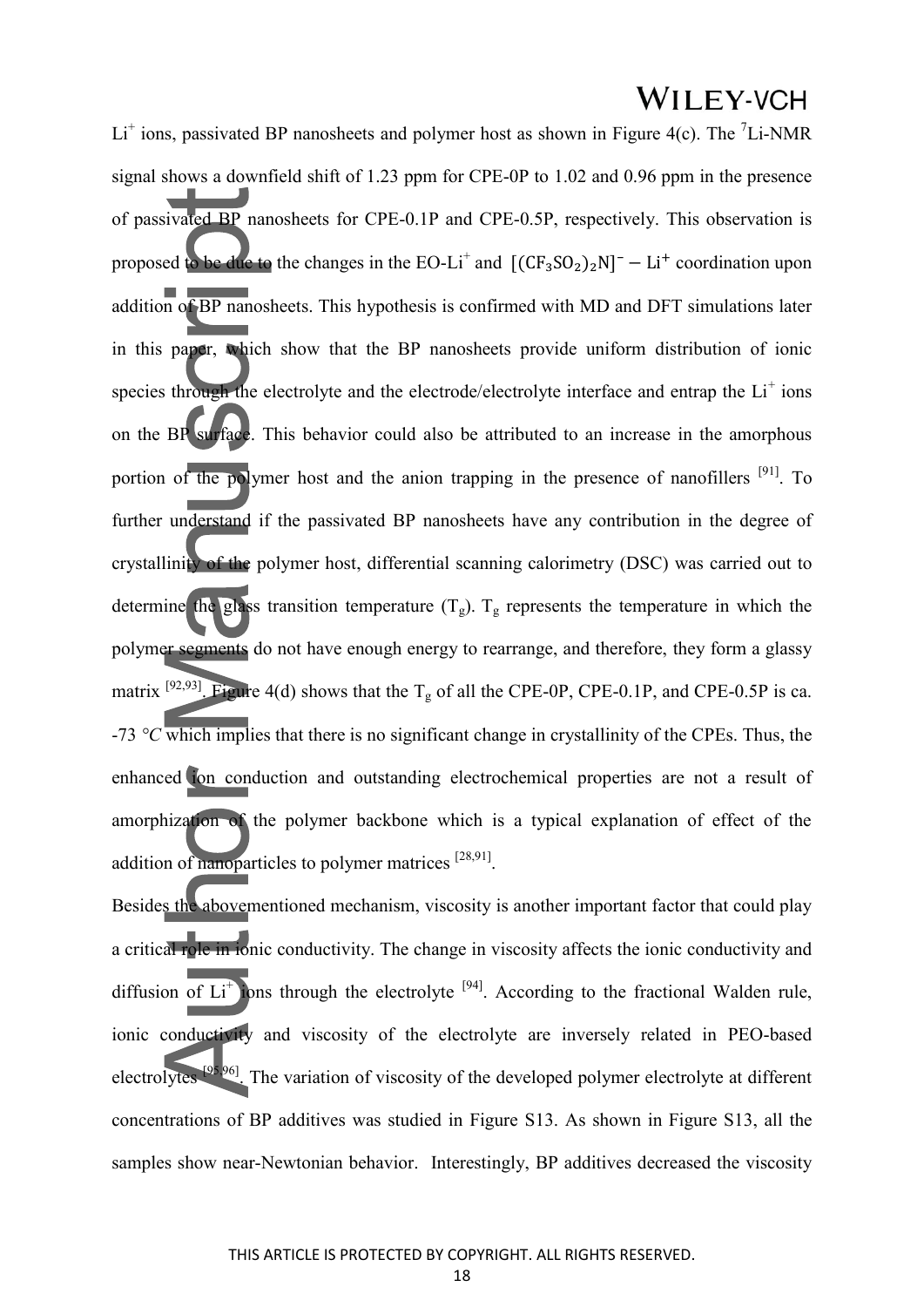$Li^+$ ions, passivated BP nanosheets and polymer host as shown in Figure 4(c). The $^7$Li-NMR signal shows a downfield shift of 1.23 ppm for CPE-0P to 1.02 and 0.96 ppm in the presence of passivated BP nanosheets for CPE-0.1P and CPE-0.5P, respectively. This observation is proposed to be due to the changes in the EO-$Li^+$ and $[(CF_3SO_2)_2N]^- - Li^+$ coordination upon addition of BP nanosheets. This hypothesis is confirmed with MD and DFT simulations later in this paper, which show that the BP nanosheets provide uniform distribution of ionic species through the electrolyte and the electrode/electrolyte interface and entrap the $Li^+$ ions on the BP surface. This behavior could also be attributed to an increase in the amorphous portion of the polymer host and the anion trapping in the presence of nanofillers [91]. To further understand if the passivated BP nanosheets have any contribution in the degree of crystallinity of the polymer host, differential scanning calorimetry (DSC) was carried out to determine the glass transition temperature ($T_g$). $T_g$ represents the temperature in which the polymer segments do not have enough energy to rearrange, and therefore, they form a glassy matrix [92,93]. Figure 4(d) shows that the $T_g$ of all the CPE-0P, CPE-0.1P, and CPE-0.5P is ca. -73 *°C* which implies that there is no significant change in crystallinity of the CPEs. Thus, the enhanced ion conduction and outstanding electrochemical properties are not a result of amorphization of the polymer backbone which is a typical explanation of effect of the addition of nanoparticles to polymer matrices [28,91].

Besides the abovementioned mechanism, viscosity is another important factor that could play a critical role in ionic conductivity. The change in viscosity affects the ionic conductivity and diffusion of $Li^+$ ions through the electrolyte [94]. According to the fractional Walden rule, ionic conductivity and viscosity of the electrolyte are inversely related in PEO-based electrolytes [95,96]. The variation of viscosity of the developed polymer electrolyte at different concentrations of BP additives was studied in Figure S13. As shown in Figure S13, all the samples show near-Newtonian behavior. Interestingly, BP additives decreased the viscosity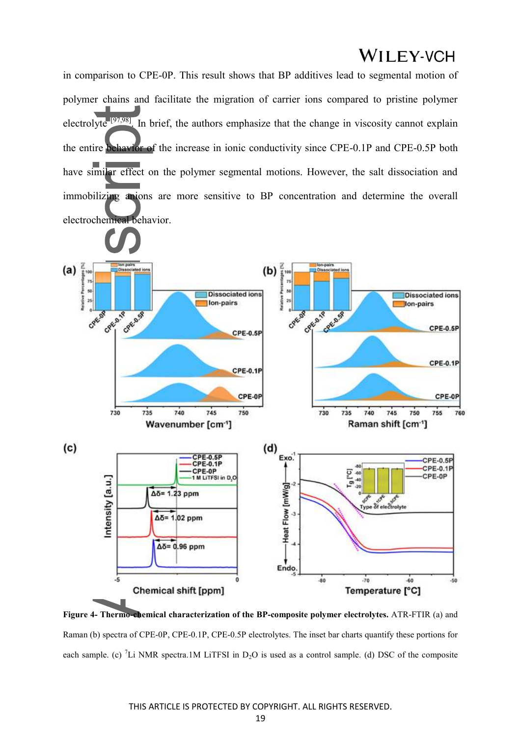in comparison to CPE-0P. This result shows that BP additives lead to segmental motion of polymer chains and facilitate the migration of carrier ions compared to pristine polymer electrolyte[97,98]. In brief, the authors emphasize that the change in viscosity cannot explain the entire behavior of the increase in ionic conductivity since CPE-0.1P and CPE-0.5P both have similar effect on the polymer segmental motions. However, the salt dissociation and immobilizing anions are more sensitive to BP concentration and determine the overall electrochemical behavior.

**Figure 4- Thermo-chemical characterization of the BP-composite polymer electrolytes.** ATR-FTIR (a) and Raman (b) spectra of CPE-0P, CPE-0.1P, CPE-0.5P electrolytes. The inset bar charts quantify these portions for each sample. (c) $^{7}Li$ NMR spectra.1M LiTFSI in $D_2O$ is used as a control sample. (d) DSC of the composite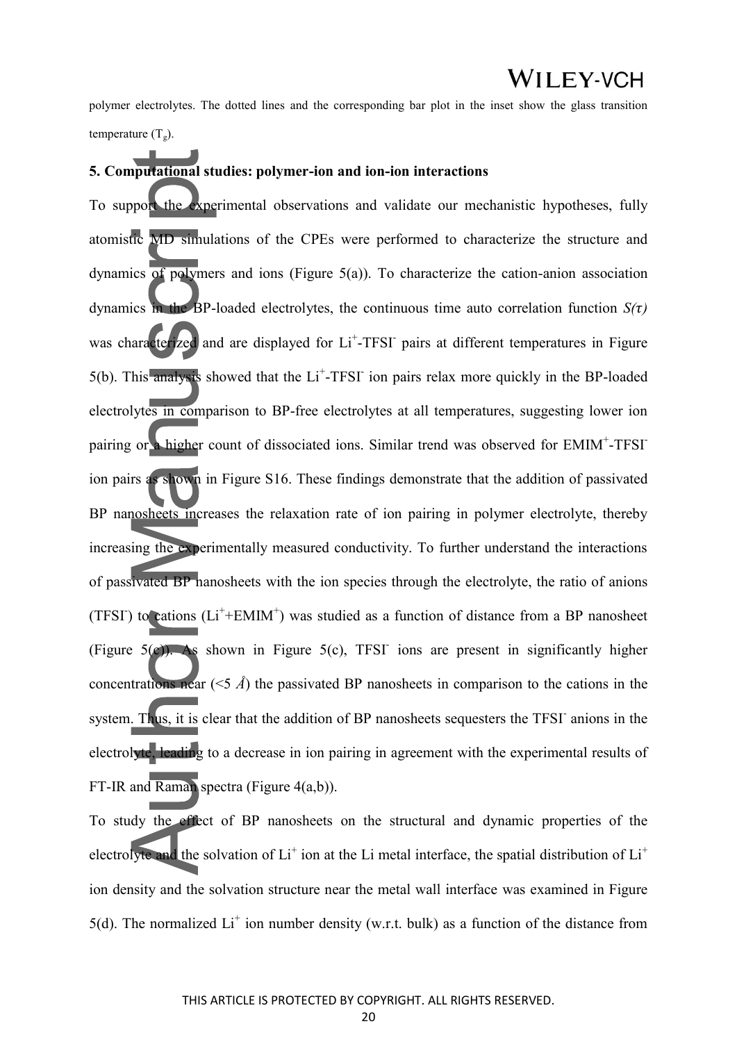polymer electrolytes. The dotted lines and the corresponding bar plot in the inset show the glass transition temperature ($T_g$).

## 5. Computational studies: polymer-ion and ion-ion interactions

To support the experimental observations and validate our mechanistic hypotheses, fully atomistic MD simulations of the CPEs were performed to characterize the structure and dynamics of polymers and ions (Figure 5(a)). To characterize the cation-anion association dynamics in the BP-loaded electrolytes, the continuous time auto correlation function $S(\tau)$ was characterized and are displayed for $Li^+$-$TFSI^-$ pairs at different temperatures in Figure 5(b). This analysis showed that the $Li^+$-$TFSI^-$ ion pairs relax more quickly in the BP-loaded electrolytes in comparison to BP-free electrolytes at all temperatures, suggesting lower ion pairing or a higher count of dissociated ions. Similar trend was observed for $EMIM^+$-$TFSI^-$ ion pairs as shown in Figure S16. These findings demonstrate that the addition of passivated BP nanosheets increases the relaxation rate of ion pairing in polymer electrolyte, thereby increasing the experimentally measured conductivity. To further understand the interactions of passivated BP nanosheets with the ion species through the electrolyte, the ratio of anions ($TFSI^-$) to cations ($Li^+$+$EMIM^+$) was studied as a function of distance from a BP nanosheet (Figure 5(c)). As shown in Figure 5(c), $TFSI^-$ ions are present in significantly higher concentrations near (<5 Å) the passivated BP nanosheets in comparison to the cations in the system. Thus, it is clear that the addition of BP nanosheets sequesters the $TFSI^-$ anions in the electrolyte, leading to a decrease in ion pairing in agreement with the experimental results of FT-IR and Raman spectra (Figure 4(a,b)).

To study the effect of BP nanosheets on the structural and dynamic properties of the electrolyte and the solvation of $Li^+$ ion at the Li metal interface, the spatial distribution of $Li^+$ ion density and the solvation structure near the metal wall interface was examined in Figure 5(d). The normalized $Li^+$ ion number density (w.r.t. bulk) as a function of the distance from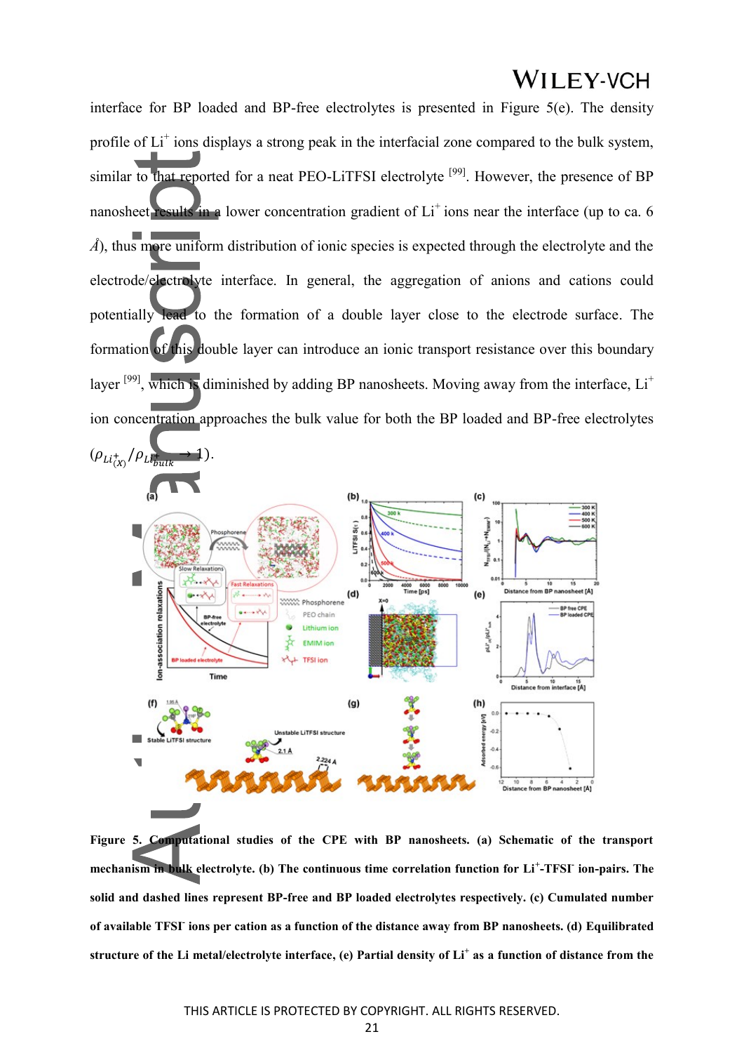interface for BP loaded and BP-free electrolytes is presented in Figure 5(e). The density profile of $Li^+$ ions displays a strong peak in the interfacial zone compared to the bulk system, similar to that reported for a neat PEO-LiTFSI electrolyte [99]. However, the presence of BP nanosheet results in a lower concentration gradient of $Li^+$ ions near the interface (up to ca. 6 Å), thus more uniform distribution of ionic species is expected through the electrolyte and the electrode/electrolyte interface. In general, the aggregation of anions and cations could potentially lead to the formation of a double layer close to the electrode surface. The formation of this double layer can introduce an ionic transport resistance over this boundary layer [99], which is diminished by adding BP nanosheets. Moving away from the interface, $Li^+$ ion concentration approaches the bulk value for both the BP loaded and BP-free electrolytes ($\rho_{Li^+_{(X)}}/\rho_{Li^+_{bulk}} \rightarrow 1$).

**Figure 5. Computational studies of the CPE with BP nanosheets. (a) Schematic of the transport mechanism in bulk electrolyte. (b) The continuous time correlation function for $Li^+$-$TFSI^-$ ion-pairs. The solid and dashed lines represent BP-free and BP loaded electrolytes respectively. (c) Cumulated number of available $TFSI^-$ ions per cation as a function of the distance away from BP nanosheets. (d) Equilibrated structure of the Li metal/electrolyte interface, (e) Partial density of $Li^+$ as a function of distance from the**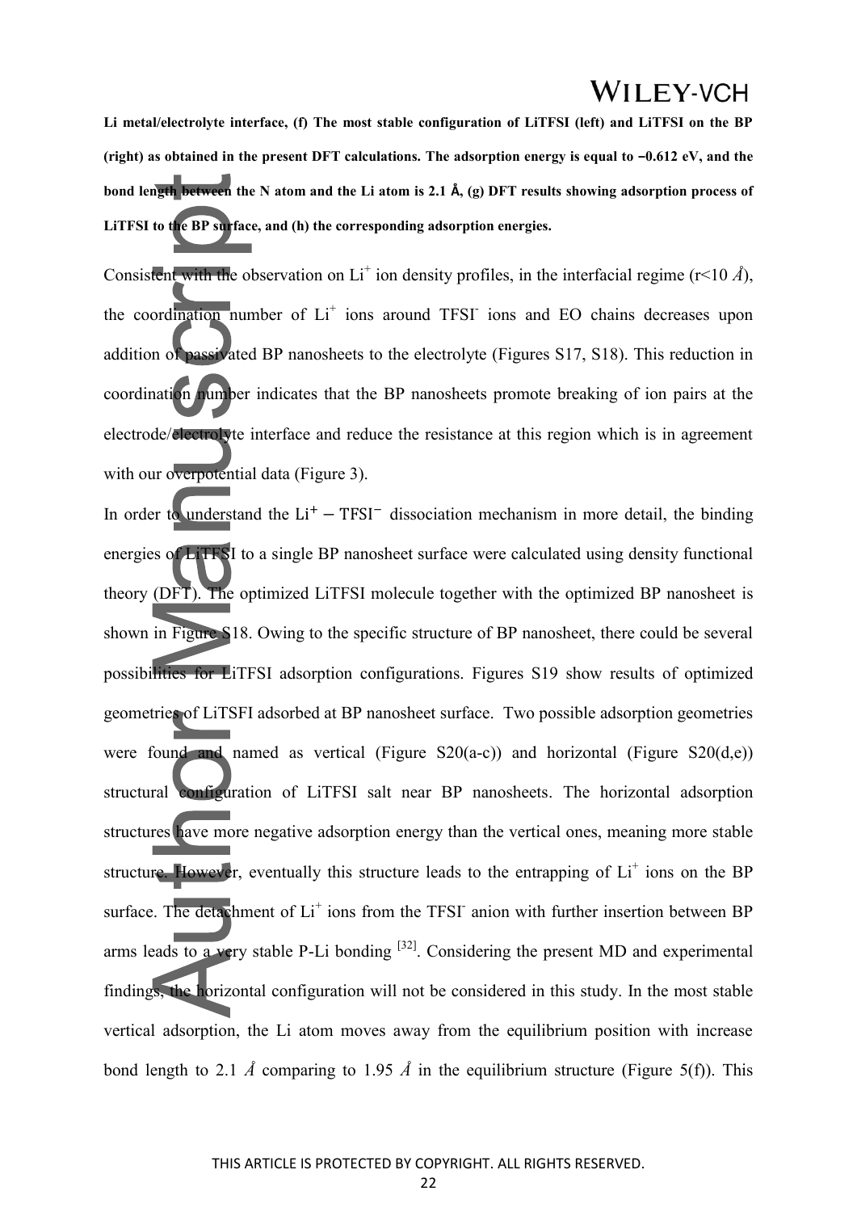**Li metal/electrolyte interface, (f) The most stable configuration of LiTFSI (left) and LiTFSI on the BP (right) as obtained in the present DFT calculations. The adsorption energy is equal to −0.612 eV, and the bond length between the N atom and the Li atom is 2.1 Å, (g) DFT results showing adsorption process of LiTFSI to the BP surface, and (h) the corresponding adsorption energies.**

Consistent with the observation on $Li^+$ ion density profiles, in the interfacial regime ($r<10$ Å), the coordination number of $Li^+$ ions around $TFSI^-$ ions and EO chains decreases upon addition of passivated BP nanosheets to the electrolyte (Figures S17, S18). This reduction in coordination number indicates that the BP nanosheets promote breaking of ion pairs at the electrode/electrolyte interface and reduce the resistance at this region which is in agreement with our overpotential data (Figure 3).

In order to understand the $Li^+ - TFSI^-$ dissociation mechanism in more detail, the binding energies of LiTFSI to a single BP nanosheet surface were calculated using density functional theory (DFT). The optimized LiTFSI molecule together with the optimized BP nanosheet is shown in Figure S18. Owing to the specific structure of BP nanosheet, there could be several possibilities for LiTFSI adsorption configurations. Figures S19 show results of optimized geometries of LiTSFI adsorbed at BP nanosheet surface. Two possible adsorption geometries were found and named as vertical (Figure S20(a-c)) and horizontal (Figure S20(d,e)) structural configuration of LiTFSI salt near BP nanosheets. The horizontal adsorption structures have more negative adsorption energy than the vertical ones, meaning more stable structure. However, eventually this structure leads to the entrapping of $Li^+$ ions on the BP surface. The detachment of $Li^+$ ions from the $TFSI^-$ anion with further insertion between BP arms leads to a very stable P-Li bonding [32]. Considering the present MD and experimental findings, the horizontal configuration will not be considered in this study. In the most stable vertical adsorption, the Li atom moves away from the equilibrium position with increase bond length to 2.1 Å comparing to 1.95 Å in the equilibrium structure (Figure 5(f)). This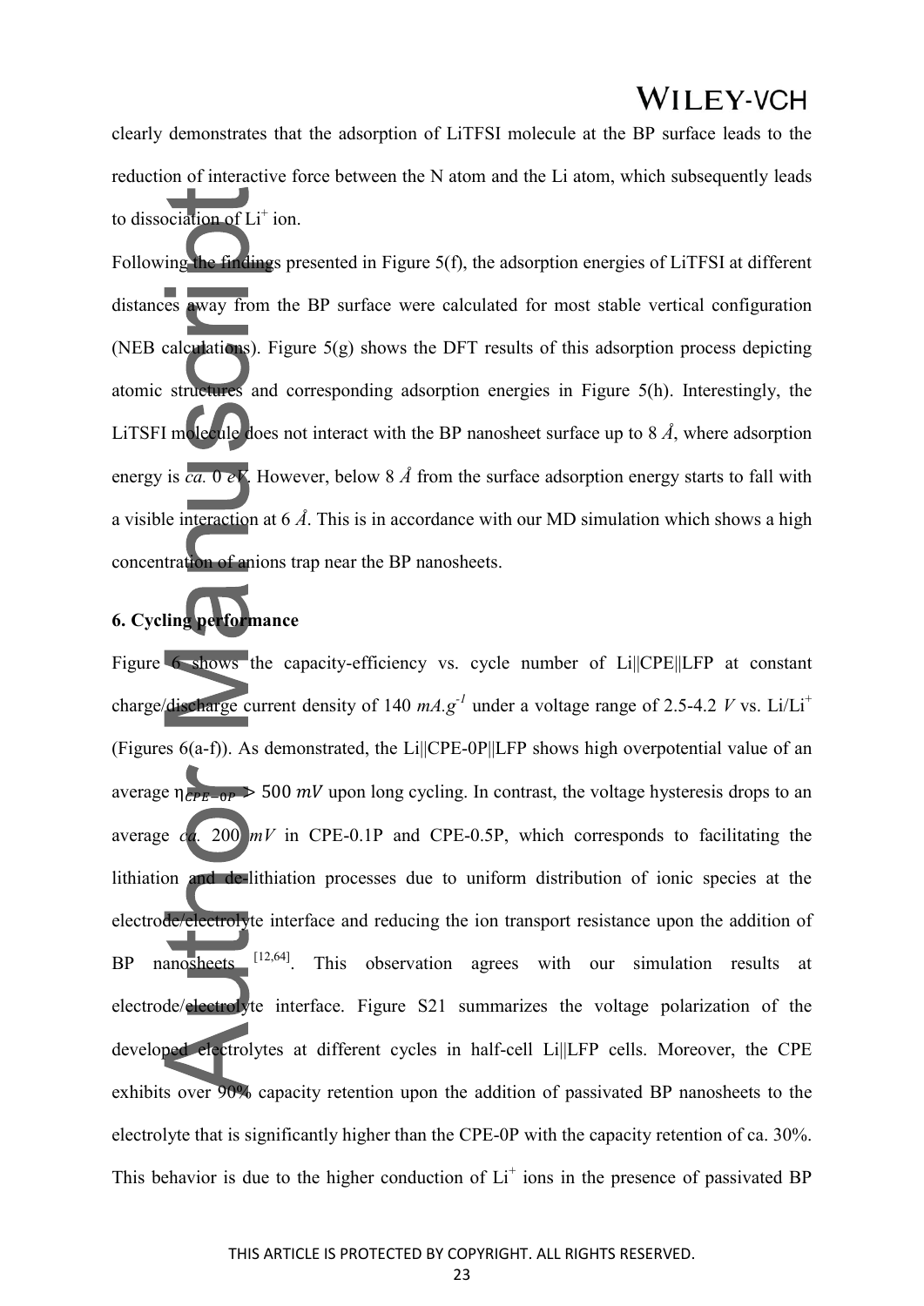clearly demonstrates that the adsorption of LiTFSI molecule at the BP surface leads to the reduction of interactive force between the N atom and the Li atom, which subsequently leads to dissociation of $Li^+$ ion.

Following the findings presented in Figure 5(f), the adsorption energies of LiTFSI at different distances away from the BP surface were calculated for most stable vertical configuration (NEB calculations). Figure 5(g) shows the DFT results of this adsorption process depicting atomic structures and corresponding adsorption energies in Figure 5(h). Interestingly, the LiTSFI molecule does not interact with the BP nanosheet surface up to 8 *Å*, where adsorption energy is *ca.* 0 *eV*. However, below 8 *Å* from the surface adsorption energy starts to fall with a visible interaction at 6 *Å*. This is in accordance with our MD simulation which shows a high concentration of anions trap near the BP nanosheets.

## 6. Cycling performance

Figure 6 shows the capacity-efficiency vs. cycle number of Li||CPE||LFP at constant charge/discharge current density of 140 $mA.g^{-1}$ under a voltage range of 2.5-4.2 *V* vs. $Li/Li^+$ (Figures 6(a-f)). As demonstrated, the Li||CPE-0P||LFP shows high overpotential value of an average $\eta_{CPE-0P} > 500\ mV$ upon long cycling. In contrast, the voltage hysteresis drops to an average *ca.* 200 *mV* in CPE-0.1P and CPE-0.5P, which corresponds to facilitating the lithiation and de-lithiation processes due to uniform distribution of ionic species at the electrode/electrolyte interface and reducing the ion transport resistance upon the addition of BP nanosheets [12,64]. This observation agrees with our simulation results at electrode/electrolyte interface. Figure S21 summarizes the voltage polarization of the developed electrolytes at different cycles in half-cell Li||LFP cells. Moreover, the CPE exhibits over 90% capacity retention upon the addition of passivated BP nanosheets to the electrolyte that is significantly higher than the CPE-0P with the capacity retention of ca. 30%. This behavior is due to the higher conduction of $Li^+$ ions in the presence of passivated BP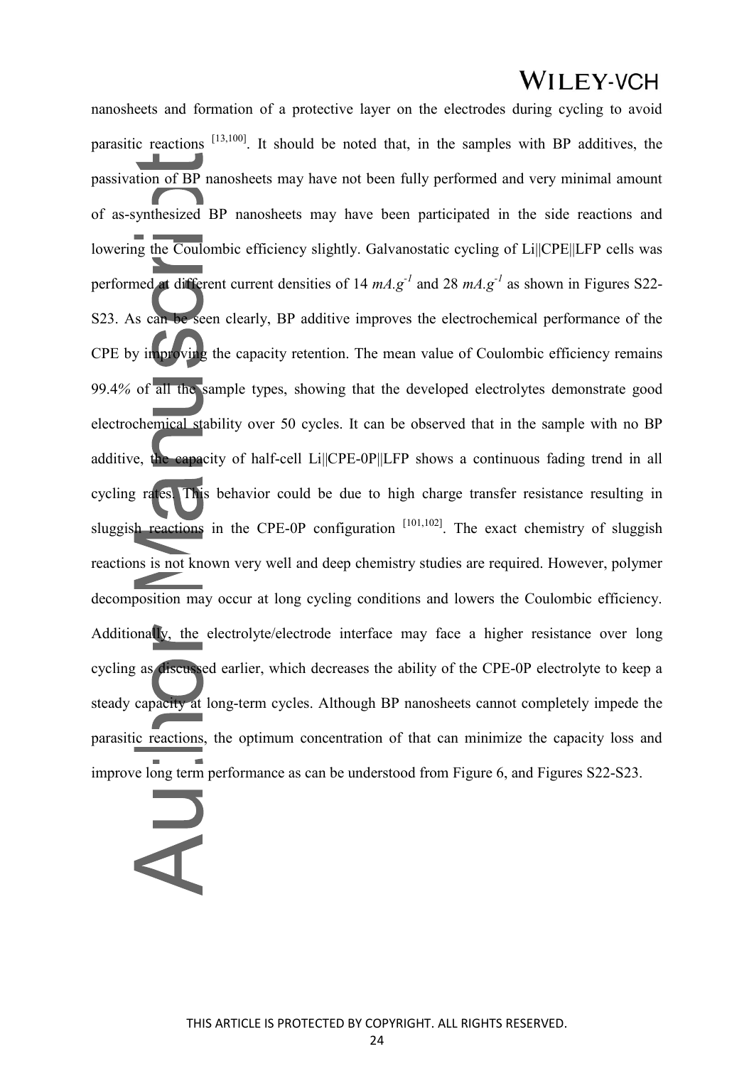nanosheets and formation of a protective layer on the electrodes during cycling to avoid parasitic reactions [13,100]. It should be noted that, in the samples with BP additives, the passivation of BP nanosheets may have not been fully performed and very minimal amount of as-synthesized BP nanosheets may have been participated in the side reactions and lowering the Coulombic efficiency slightly. Galvanostatic cycling of Li||CPE||LFP cells was performed at different current densities of 14 $mA.g^{-1}$ and 28 $mA.g^{-1}$ as shown in Figures S22-S23. As can be seen clearly, BP additive improves the electrochemical performance of the CPE by improving the capacity retention. The mean value of Coulombic efficiency remains 99.4% of all the sample types, showing that the developed electrolytes demonstrate good electrochemical stability over 50 cycles. It can be observed that in the sample with no BP additive, the capacity of half-cell Li||CPE-0P||LFP shows a continuous fading trend in all cycling rates. This behavior could be due to high charge transfer resistance resulting in sluggish reactions in the CPE-0P configuration [101,102]. The exact chemistry of sluggish reactions is not known very well and deep chemistry studies are required. However, polymer decomposition may occur at long cycling conditions and lowers the Coulombic efficiency. Additionally, the electrolyte/electrode interface may face a higher resistance over long cycling as discussed earlier, which decreases the ability of the CPE-0P electrolyte to keep a steady capacity at long-term cycles. Although BP nanosheets cannot completely impede the parasitic reactions, the optimum concentration of that can minimize the capacity loss and improve long term performance as can be understood from Figure 6, and Figures S22-S23.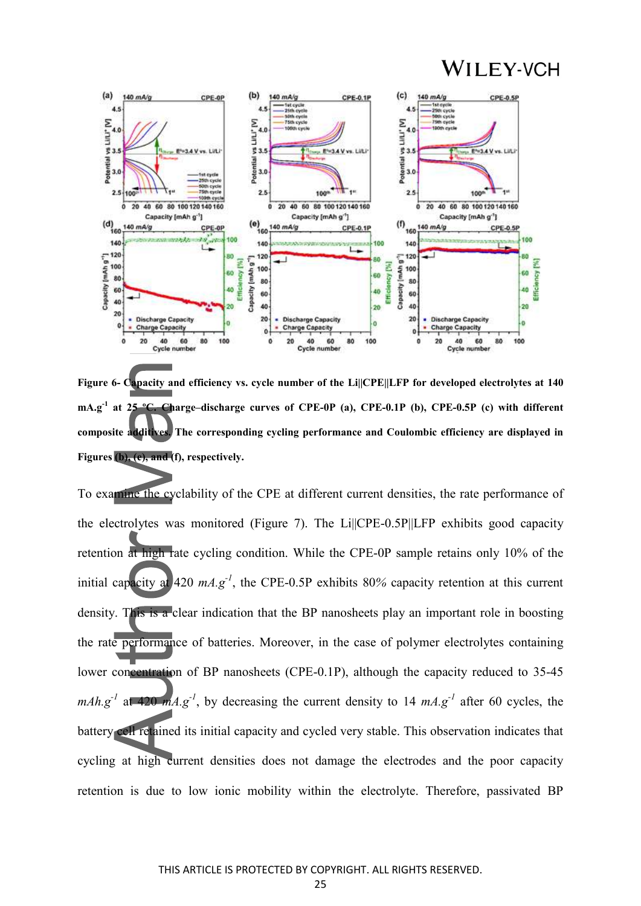**Figure 6- Capacity and efficiency vs. cycle number of the Li||CPE||LFP for developed electrolytes at 140 mA.g$^{-1}$ at 25 ºC. Charge–discharge curves of CPE-0P (a), CPE-0.1P (b), CPE-0.5P (c) with different composite additives. The corresponding cycling performance and Coulombic efficiency are displayed in Figures (b), (e), and (f), respectively.**

To examine the cyclability of the CPE at different current densities, the rate performance of the electrolytes was monitored (Figure 7). The Li||CPE-0.5P||LFP exhibits good capacity retention at high rate cycling condition. While the CPE-0P sample retains only 10% of the initial capacity at 420 *mA.g$^{-1}$*, the CPE-0.5P exhibits 80*%* capacity retention at this current density. This is a clear indication that the BP nanosheets play an important role in boosting the rate performance of batteries. Moreover, in the case of polymer electrolytes containing lower concentration of BP nanosheets (CPE-0.1P), although the capacity reduced to 35-45 *mAh.g$^{-1}$* at 420 *mA.g$^{-1}$*, by decreasing the current density to 14 *mA.g$^{-1}$* after 60 cycles, the battery cell retained its initial capacity and cycled very stable. This observation indicates that cycling at high current densities does not damage the electrodes and the poor capacity retention is due to low ionic mobility within the electrolyte. Therefore, passivated BP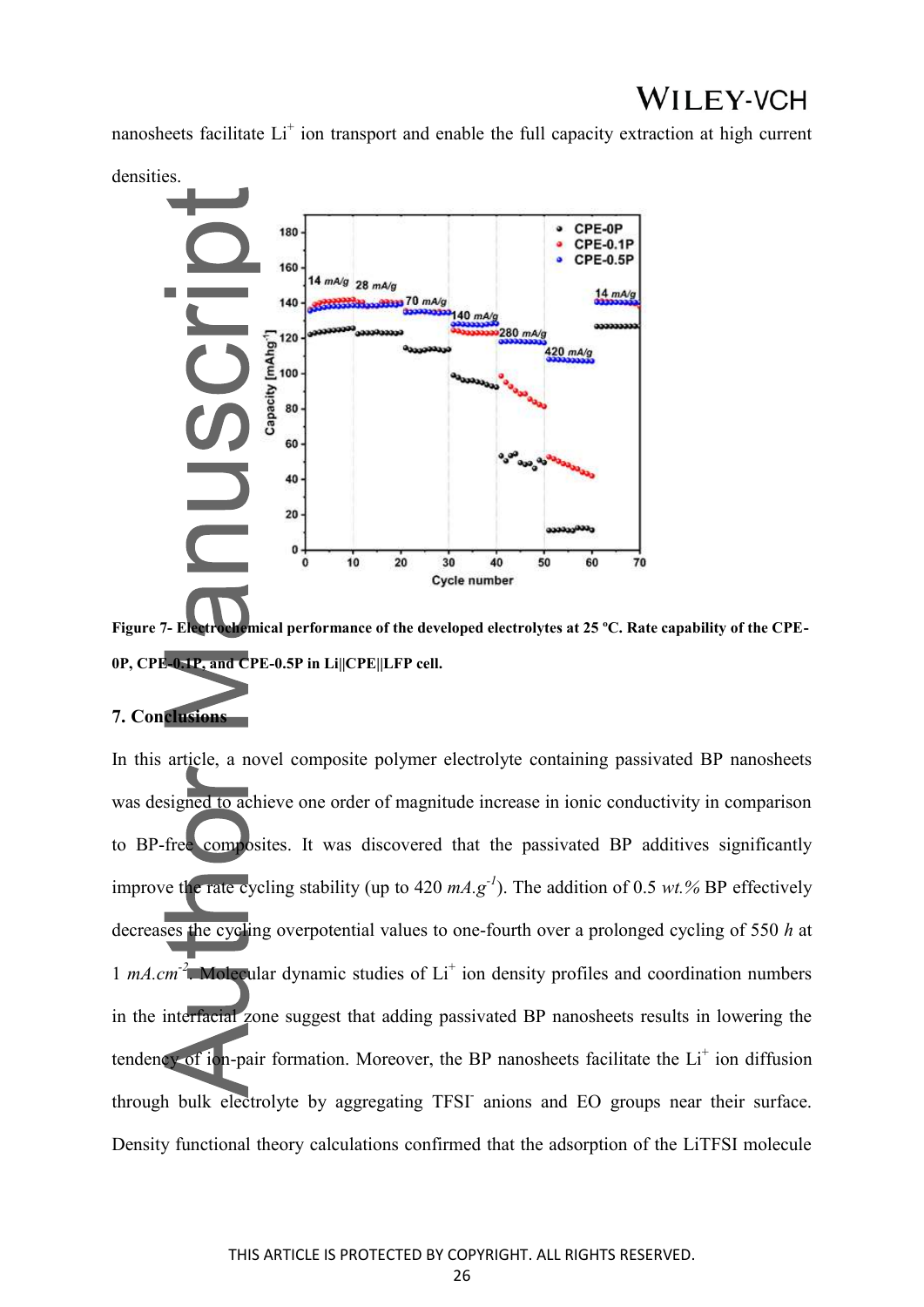nanosheets facilitate $Li^+$ ion transport and enable the full capacity extraction at high current densities.

**Figure 7- Electrochemical performance of the developed electrolytes at 25 ºC. Rate capability of the CPE-0P, CPE-0.1P, and CPE-0.5P in Li||CPE||LFP cell.**

## 7. Conclusions

In this article, a novel composite polymer electrolyte containing passivated BP nanosheets was designed to achieve one order of magnitude increase in ionic conductivity in comparison to BP-free composites. It was discovered that the passivated BP additives significantly improve the rate cycling stability (up to 420 $mA.g^{-1}$). The addition of 0.5 *wt.%* BP effectively decreases the cycling overpotential values to one-fourth over a prolonged cycling of 550 *h* at 1 $mA.cm^{-2}$. Molecular dynamic studies of $Li^+$ ion density profiles and coordination numbers in the interfacial zone suggest that adding passivated BP nanosheets results in lowering the tendency of ion-pair formation. Moreover, the BP nanosheets facilitate the $Li^+$ ion diffusion through bulk electrolyte by aggregating $TFSI^-$ anions and EO groups near their surface. Density functional theory calculations confirmed that the adsorption of the LiTFSI molecule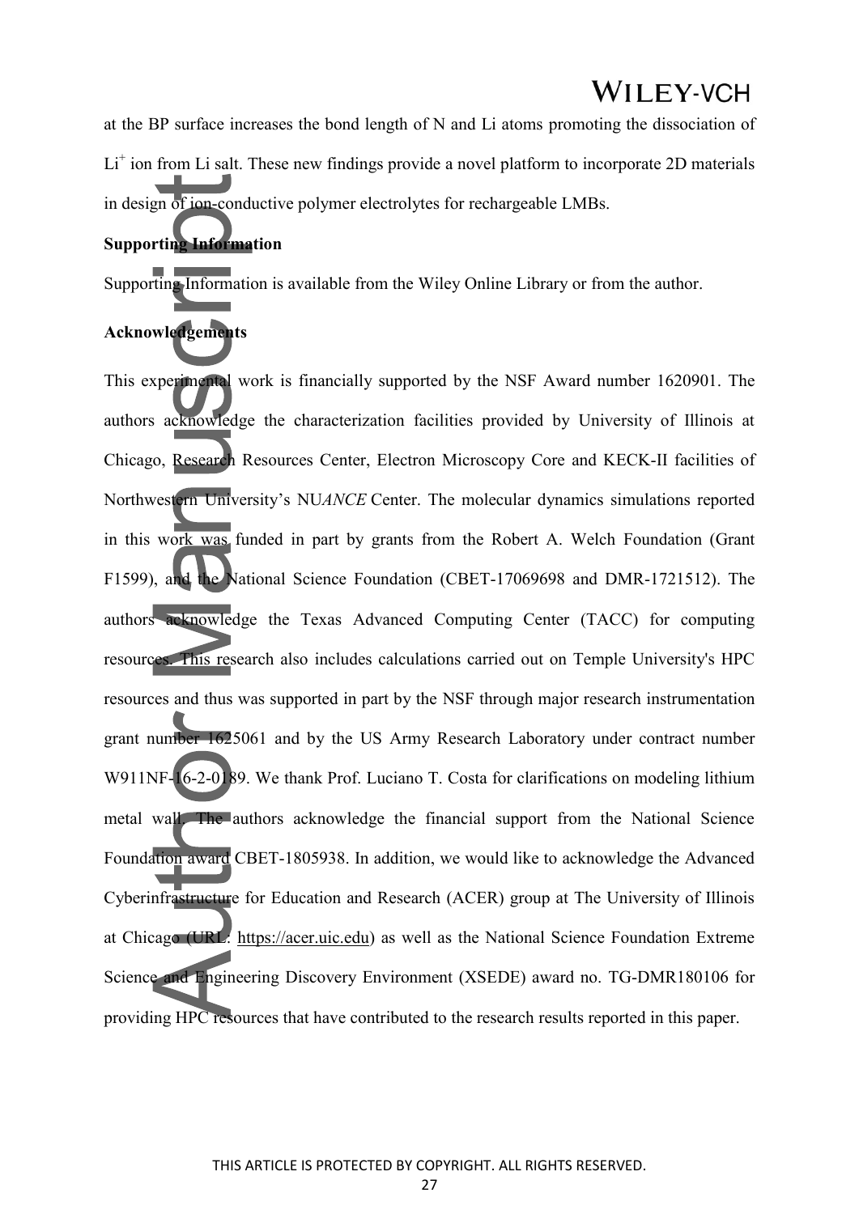at the BP surface increases the bond length of N and Li atoms promoting the dissociation of $Li^+$ ion from Li salt. These new findings provide a novel platform to incorporate 2D materials in design of ion-conductive polymer electrolytes for rechargeable LMBs.

**Supporting Information**

Supporting Information is available from the Wiley Online Library or from the author.

**Acknowledgements**

This experimental work is financially supported by the NSF Award number 1620901. The authors acknowledge the characterization facilities provided by University of Illinois at Chicago, Research Resources Center, Electron Microscopy Core and KECK-II facilities of Northwestern University's NU*ANCE* Center. The molecular dynamics simulations reported in this work was funded in part by grants from the Robert A. Welch Foundation (Grant F1599), and the National Science Foundation (CBET-17069698 and DMR-1721512). The authors acknowledge the Texas Advanced Computing Center (TACC) for computing resources. This research also includes calculations carried out on Temple University's HPC resources and thus was supported in part by the NSF through major research instrumentation grant number 1625061 and by the US Army Research Laboratory under contract number W911NF-16-2-0189. We thank Prof. Luciano T. Costa for clarifications on modeling lithium metal wall. The authors acknowledge the financial support from the National Science Foundation award CBET-1805938. In addition, we would like to acknowledge the Advanced Cyberinfrastructure for Education and Research (ACER) group at The University of Illinois at Chicago (URL: https://acer.uic.edu) as well as the National Science Foundation Extreme Science and Engineering Discovery Environment (XSEDE) award no. TG-DMR180106 for providing HPC resources that have contributed to the research results reported in this paper.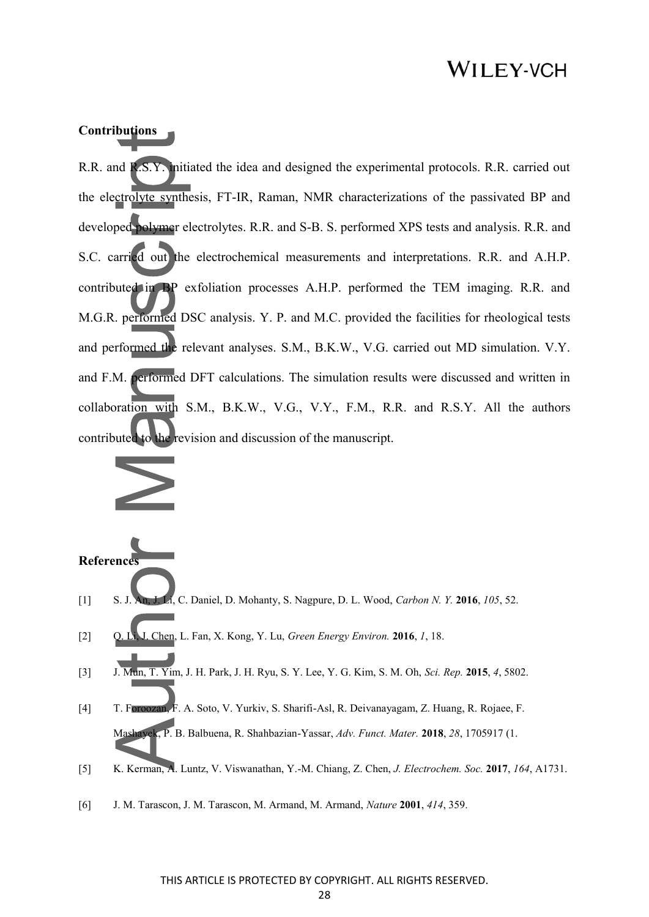## Contributions

R.R. and R.S.Y. initiated the idea and designed the experimental protocols. R.R. carried out the electrolyte synthesis, FT-IR, Raman, NMR characterizations of the passivated BP and developed polymer electrolytes. R.R. and S-B. S. performed XPS tests and analysis. R.R. and S.C. carried out the electrochemical measurements and interpretations. R.R. and A.H.P. contributed in BP exfoliation processes A.H.P. performed the TEM imaging. R.R. and M.G.R. performed DSC analysis. Y. P. and M.C. provided the facilities for rheological tests and performed the relevant analyses. S.M., B.K.W., V.G. carried out MD simulation. V.Y. and F.M. performed DFT calculations. The simulation results were discussed and written in collaboration with S.M., B.K.W., V.G., V.Y., F.M., R.R. and R.S.Y. All the authors contributed to the revision and discussion of the manuscript.

## References

[1] S. J. An, J. Li, C. Daniel, D. Mohanty, S. Nagpure, D. L. Wood, *Carbon N. Y.* **2016**, *105*, 52.

[2] Q. Li, J. Chen, L. Fan, X. Kong, Y. Lu, *Green Energy Environ.* **2016**, *1*, 18.

[3] J. Mun, T. Yim, J. H. Park, J. H. Ryu, S. Y. Lee, Y. G. Kim, S. M. Oh, *Sci. Rep.* **2015**, *4*, 5802.

[4] T. Foroozan, F. A. Soto, V. Yurkiv, S. Sharifi-Asl, R. Deivanayagam, Z. Huang, R. Rojaee, F. Mashayek, P. B. Balbuena, R. Shahbazian-Yassar, *Adv. Funct. Mater.* **2018**, *28*, 1705917 (1.

[5] K. Kerman, A. Luntz, V. Viswanathan, Y.-M. Chiang, Z. Chen, *J. Electrochem. Soc.* **2017**, *164*, A1731.

[6] J. M. Tarascon, J. M. Tarascon, M. Armand, M. Armand, *Nature* **2001**, *414*, 359.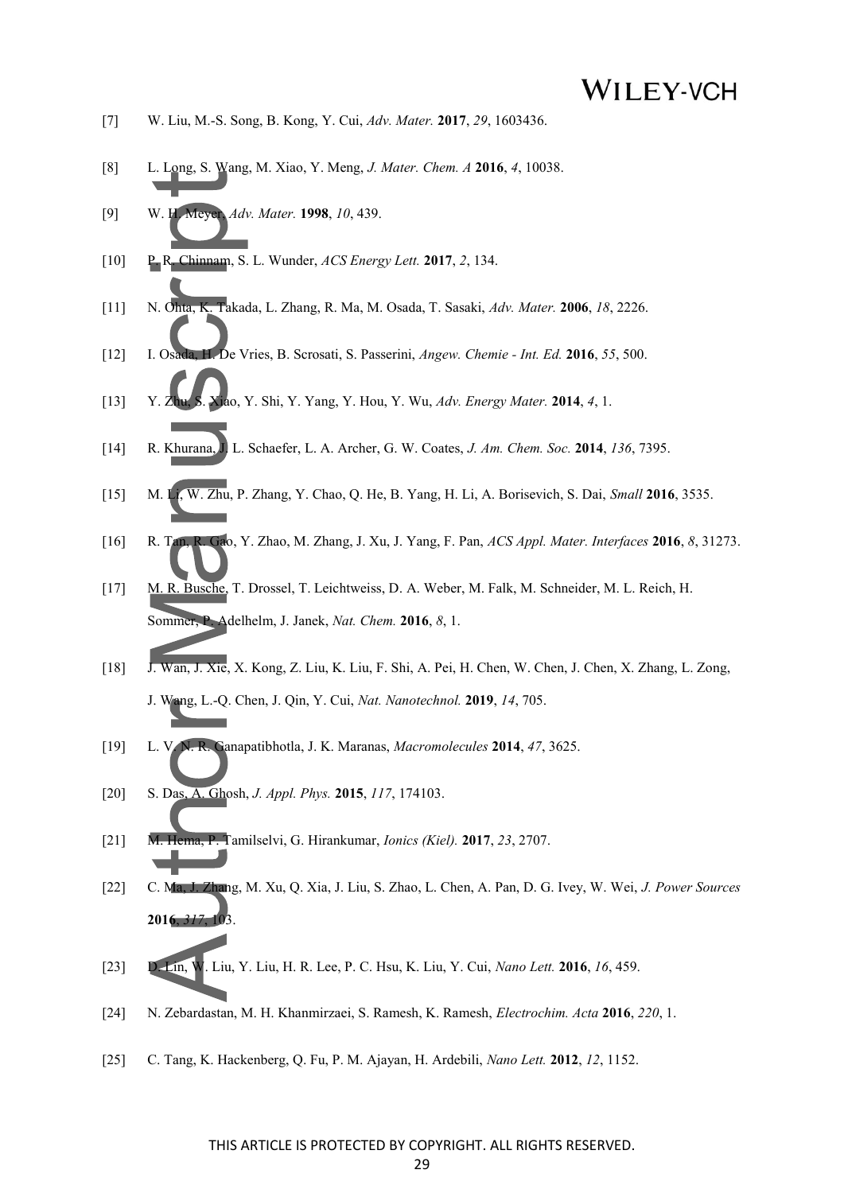[7] W. Liu, M.-S. Song, B. Kong, Y. Cui, *Adv. Mater.* **2017**, *29*, 1603436.

[8] L. Long, S. Wang, M. Xiao, Y. Meng, *J. Mater. Chem. A* **2016**, *4*, 10038.

[9] W. H. Meyer, *Adv. Mater.* **1998**, *10*, 439.

[10] P. R. Chinnam, S. L. Wunder, *ACS Energy Lett.* **2017**, *2*, 134.

[11] N. Ohta, K. Takada, L. Zhang, R. Ma, M. Osada, T. Sasaki, *Adv. Mater.* **2006**, *18*, 2226.

[12] I. Osada, H. De Vries, B. Scrosati, S. Passerini, *Angew. Chemie - Int. Ed.* **2016**, *55*, 500.

[13] Y. Zhu, S. Xiao, Y. Shi, Y. Yang, Y. Hou, Y. Wu, *Adv. Energy Mater.* **2014**, *4*, 1.

[14] R. Khurana, J. L. Schaefer, L. A. Archer, G. W. Coates, *J. Am. Chem. Soc.* **2014**, *136*, 7395.

[15] M. Li, W. Zhu, P. Zhang, Y. Chao, Q. He, B. Yang, H. Li, A. Borisevich, S. Dai, *Small* **2016**, 3535.

[16] R. Tan, R. Gao, Y. Zhao, M. Zhang, J. Xu, J. Yang, F. Pan, *ACS Appl. Mater. Interfaces* **2016**, *8*, 31273.

[17] M. R. Busche, T. Drossel, T. Leichtweiss, D. A. Weber, M. Falk, M. Schneider, M. L. Reich, H. Sommer, P. Adelhelm, J. Janek, *Nat. Chem.* **2016**, *8*, 1.

[18] J. Wan, J. Xie, X. Kong, Z. Liu, K. Liu, F. Shi, A. Pei, H. Chen, W. Chen, J. Chen, X. Zhang, L. Zong, J. Wang, L.-Q. Chen, J. Qin, Y. Cui, *Nat. Nanotechnol.* **2019**, *14*, 705.

[19] L. V. N. R. Ganapatibhotla, J. K. Maranas, *Macromolecules* **2014**, *47*, 3625.

[20] S. Das, A. Ghosh, *J. Appl. Phys.* **2015**, *117*, 174103.

[21] M. Hema, P. Tamilselvi, G. Hirankumar, *Ionics (Kiel).* **2017**, *23*, 2707.

[22] C. Ma, J. Zhang, M. Xu, Q. Xia, J. Liu, S. Zhao, L. Chen, A. Pan, D. G. Ivey, W. Wei, *J. Power Sources* **2016**, *317*, 103.

[23] D. Lin, W. Liu, Y. Liu, H. R. Lee, P. C. Hsu, K. Liu, Y. Cui, *Nano Lett.* **2016**, *16*, 459.

[24] N. Zebardastan, M. H. Khanmirzaei, S. Ramesh, K. Ramesh, *Electrochim. Acta* **2016**, *220*, 1.

[25] C. Tang, K. Hackenberg, Q. Fu, P. M. Ajayan, H. Ardebili, *Nano Lett.* **2012**, *12*, 1152.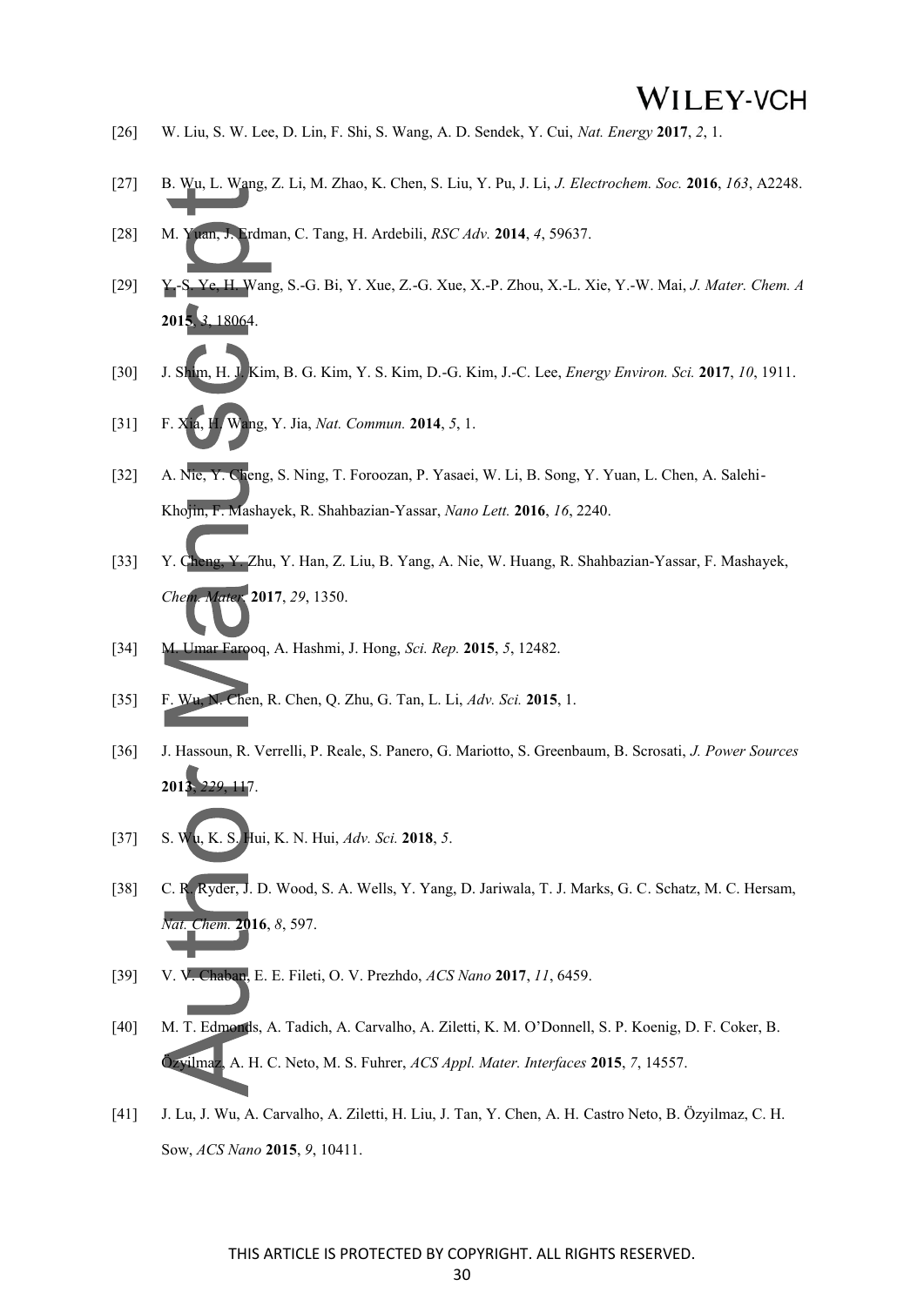[26] W. Liu, S. W. Lee, D. Lin, F. Shi, S. Wang, A. D. Sendek, Y. Cui, *Nat. Energy* **2017**, *2*, 1.

[27] B. Wu, L. Wang, Z. Li, M. Zhao, K. Chen, S. Liu, Y. Pu, J. Li, *J. Electrochem. Soc.* **2016**, *163*, A2248.

[28] M. Yuan, J. Erdman, C. Tang, H. Ardebili, *RSC Adv.* **2014**, *4*, 59637.

[29] Y.-S. Ye, H. Wang, S.-G. Bi, Y. Xue, Z.-G. Xue, X.-P. Zhou, X.-L. Xie, Y.-W. Mai, *J. Mater. Chem. A* **2015**, *3*, 18064.

[30] J. Shim, H. J. Kim, B. G. Kim, Y. S. Kim, D.-G. Kim, J.-C. Lee, *Energy Environ. Sci.* **2017**, *10*, 1911.

[31] F. Xia, H. Wang, Y. Jia, *Nat. Commun.* **2014**, *5*, 1.

[32] A. Nie, Y. Cheng, S. Ning, T. Foroozan, P. Yasaei, W. Li, B. Song, Y. Yuan, L. Chen, A. Salehi-Khojin, F. Mashayek, R. Shahbazian-Yassar, *Nano Lett.* **2016**, *16*, 2240.

[33] Y. Cheng, Y. Zhu, Y. Han, Z. Liu, B. Yang, A. Nie, W. Huang, R. Shahbazian-Yassar, F. Mashayek, *Chem. Mater.* **2017**, *29*, 1350.

[34] M. Umar Farooq, A. Hashmi, J. Hong, *Sci. Rep.* **2015**, *5*, 12482.

[35] F. Wu, N. Chen, R. Chen, Q. Zhu, G. Tan, L. Li, *Adv. Sci.* **2015**, 1.

[36] J. Hassoun, R. Verrelli, P. Reale, S. Panero, G. Mariotto, S. Greenbaum, B. Scrosati, *J. Power Sources* **2013**, *229*, 117.

[37] S. Wu, K. S. Hui, K. N. Hui, *Adv. Sci.* **2018**, *5*.

[38] C. R. Ryder, J. D. Wood, S. A. Wells, Y. Yang, D. Jariwala, T. J. Marks, G. C. Schatz, M. C. Hersam, *Nat. Chem.* **2016**, *8*, 597.

[39] V. V. Chaban, E. E. Fileti, O. V. Prezhdo, *ACS Nano* **2017**, *11*, 6459.

[40] M. T. Edmonds, A. Tadich, A. Carvalho, A. Ziletti, K. M. O'Donnell, S. P. Koenig, D. F. Coker, B. Özyilmaz, A. H. C. Neto, M. S. Fuhrer, *ACS Appl. Mater. Interfaces* **2015**, *7*, 14557.

[41] J. Lu, J. Wu, A. Carvalho, A. Ziletti, H. Liu, J. Tan, Y. Chen, A. H. Castro Neto, B. Özyilmaz, C. H. Sow, *ACS Nano* **2015**, *9*, 10411.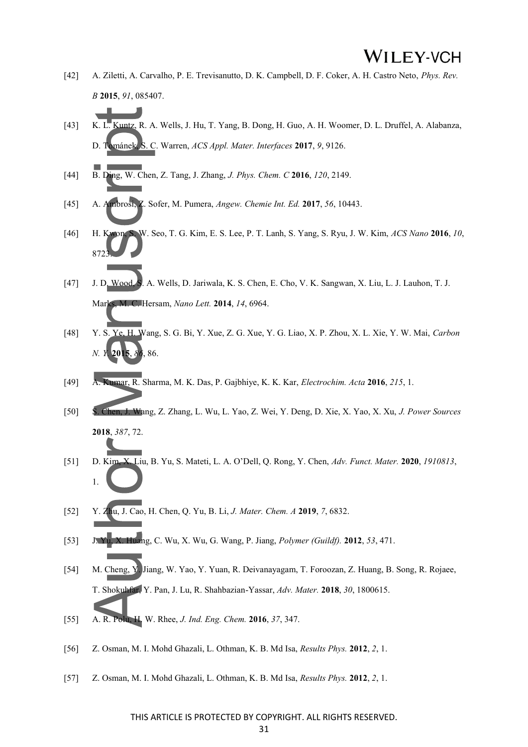[42] A. Ziletti, A. Carvalho, P. E. Trevisanutto, D. K. Campbell, D. F. Coker, A. H. Castro Neto, *Phys. Rev. B* **2015**, *91*, 085407.

[43] K. L. Kuntz, R. A. Wells, J. Hu, T. Yang, B. Dong, H. Guo, A. H. Woomer, D. L. Druffel, A. Alabanza, D. Tománek, S. C. Warren, *ACS Appl. Mater. Interfaces* **2017**, *9*, 9126.

[44] B. Ding, W. Chen, Z. Tang, J. Zhang, *J. Phys. Chem. C* **2016**, *120*, 2149.

[45] A. Ambrosi, Z. Sofer, M. Pumera, *Angew. Chemie Int. Ed.* **2017**, *56*, 10443.

[46] H. Kwon, S. W. Seo, T. G. Kim, E. S. Lee, P. T. Lanh, S. Yang, S. Ryu, J. W. Kim, *ACS Nano* **2016**, *10*, 8723.

[47] J. D. Wood, S. A. Wells, D. Jariwala, K. S. Chen, E. Cho, V. K. Sangwan, X. Liu, L. J. Lauhon, T. J. Marks, M. C. Hersam, *Nano Lett.* **2014**, *14*, 6964.

[48] Y. S. Ye, H. Wang, S. G. Bi, Y. Xue, Z. G. Xue, Y. G. Liao, X. P. Zhou, X. L. Xie, Y. W. Mai, *Carbon N. Y.* **2015**, *86*, 86.

[49] A. Kumar, R. Sharma, M. K. Das, P. Gajbhiye, K. K. Kar, *Electrochim. Acta* **2016**, *215*, 1.

[50] S. Chen, J. Wang, Z. Zhang, L. Wu, L. Yao, Z. Wei, Y. Deng, D. Xie, X. Yao, X. Xu, *J. Power Sources* **2018**, *387*, 72.

[51] D. Kim, X. Liu, B. Yu, S. Mateti, L. A. O'Dell, Q. Rong, Y. Chen, *Adv. Funct. Mater.* **2020**, *1910813*, 1.

[52] Y. Zhu, J. Cao, H. Chen, Q. Yu, B. Li, *J. Mater. Chem. A* **2019**, *7*, 6832.

[53] J. Yu, X. Huang, C. Wu, X. Wu, G. Wang, P. Jiang, *Polymer (Guildf).* **2012**, *53*, 471.

[54] M. Cheng, Y. Jiang, W. Yao, Y. Yuan, R. Deivanayagam, T. Foroozan, Z. Huang, B. Song, R. Rojaee, T. Shokuhfar, Y. Pan, J. Lu, R. Shahbazian-Yassar, *Adv. Mater.* **2018**, *30*, 1800615.

[55] A. R. Polu, H. W. Rhee, *J. Ind. Eng. Chem.* **2016**, *37*, 347.

[56] Z. Osman, M. I. Mohd Ghazali, L. Othman, K. B. Md Isa, *Results Phys.* **2012**, *2*, 1.

[57] Z. Osman, M. I. Mohd Ghazali, L. Othman, K. B. Md Isa, *Results Phys.* **2012**, *2*, 1.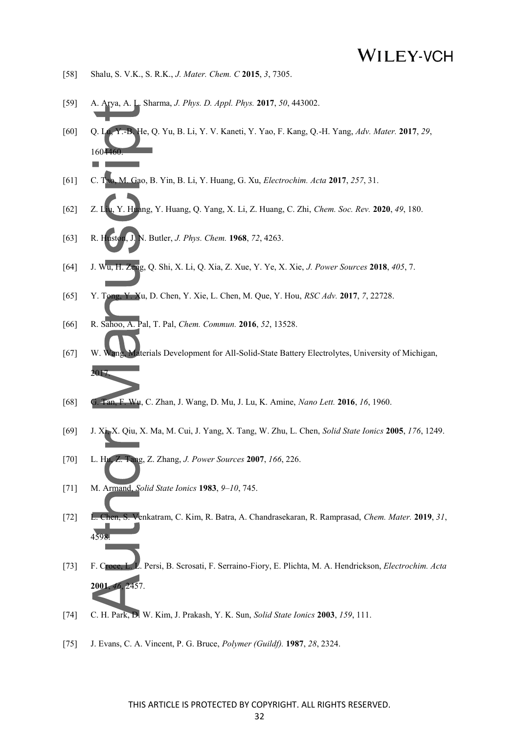[58] Shalu, S. V.K., S. R.K., *J. Mater. Chem. C* **2015**, *3*, 7305.

[59] A. Arya, A. L. Sharma, *J. Phys. D. Appl. Phys.* **2017**, *50*, 443002.

[60] Q. Lu, Y.-B. He, Q. Yu, B. Li, Y. V. Kaneti, Y. Yao, F. Kang, Q.-H. Yang, *Adv. Mater.* **2017**, *29*, 1604460.

[61] C. Tao, M. Gao, B. Yin, B. Li, Y. Huang, G. Xu, *Electrochim. Acta* **2017**, *257*, 31.

[62] Z. Liu, Y. Huang, Y. Huang, Q. Yang, X. Li, Z. Huang, C. Zhi, *Chem. Soc. Rev.* **2020**, *49*, 180.

[63] R. Huston, J. N. Butler, *J. Phys. Chem.* **1968**, *72*, 4263.

[64] J. Wu, H. Zeng, Q. Shi, X. Li, Q. Xia, Z. Xue, Y. Ye, X. Xie, *J. Power Sources* **2018**, *405*, 7.

[65] Y. Tong, Y. Xu, D. Chen, Y. Xie, L. Chen, M. Que, Y. Hou, *RSC Adv.* **2017**, *7*, 22728.

[66] R. Sahoo, A. Pal, T. Pal, *Chem. Commun.* **2016**, *52*, 13528.

[67] W. Wang, Materials Development for All-Solid-State Battery Electrolytes, University of Michigan, 2017.

[68] G. Tan, F. Wu, C. Zhan, J. Wang, D. Mu, J. Lu, K. Amine, *Nano Lett.* **2016**, *16*, 1960.

[69] J. Xi, X. Qiu, X. Ma, M. Cui, J. Yang, X. Tang, W. Zhu, L. Chen, *Solid State Ionics* **2005**, *176*, 1249.

[70] L. Hu, Z. Tang, Z. Zhang, *J. Power Sources* **2007**, *166*, 226.

[71] M. Armand, *Solid State Ionics* **1983**, *9–10*, 745.

[72] L. Chen, S. Venkatram, C. Kim, R. Batra, A. Chandrasekaran, R. Ramprasad, *Chem. Mater.* **2019**, *31*, 4598.

[73] F. Croce, L. L. Persi, B. Scrosati, F. Serraino-Fiory, E. Plichta, M. A. Hendrickson, *Electrochim. Acta* **2001**, *46*, 2457.

[74] C. H. Park, D. W. Kim, J. Prakash, Y. K. Sun, *Solid State Ionics* **2003**, *159*, 111.

[75] J. Evans, C. A. Vincent, P. G. Bruce, *Polymer (Guildf).* **1987**, *28*, 2324.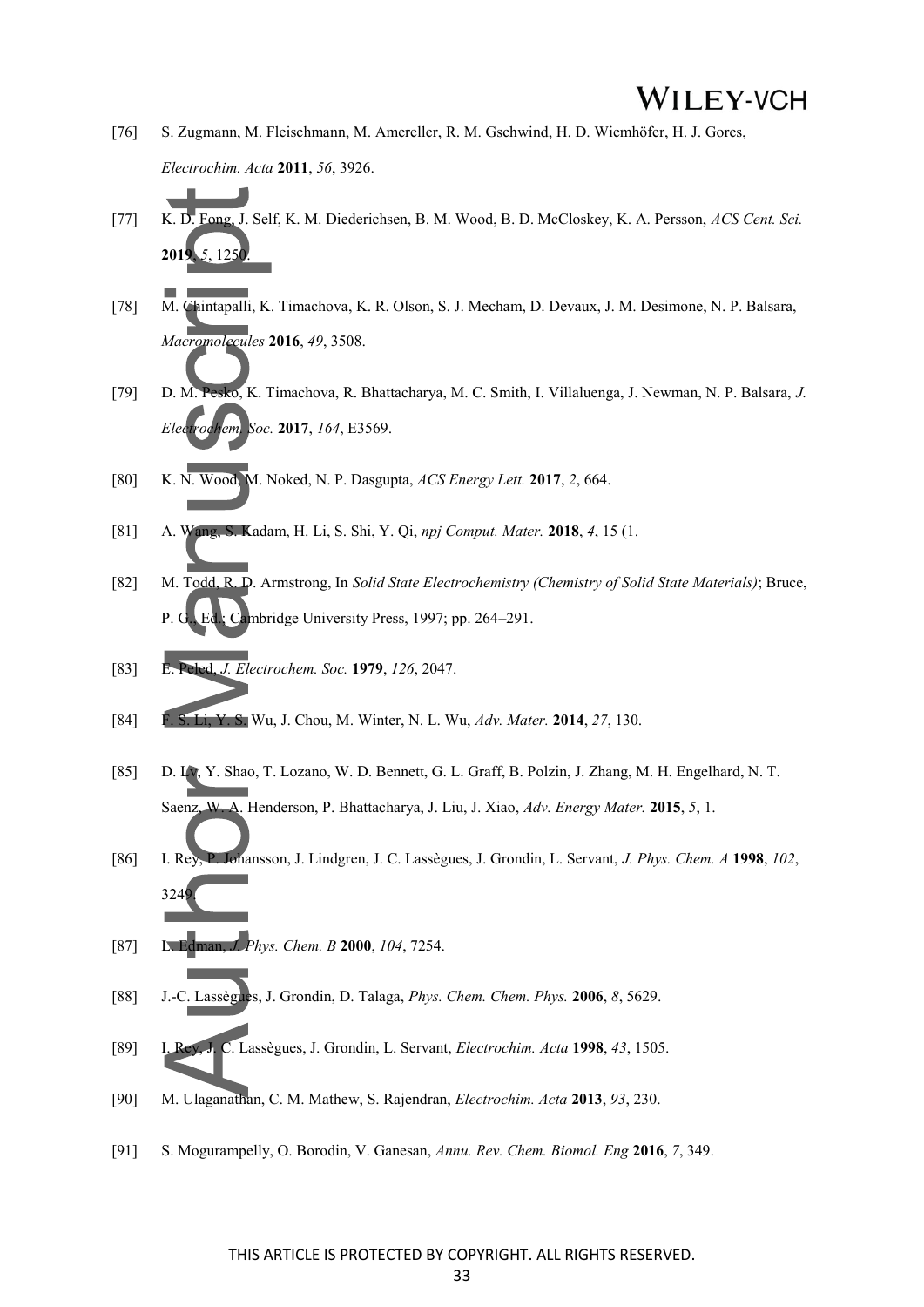[76] S. Zugmann, M. Fleischmann, M. Amereller, R. M. Gschwind, H. D. Wiemhöfer, H. J. Gores, *Electrochim. Acta* **2011**, *56*, 3926.

[77] K. D. Fong, J. Self, K. M. Diederichsen, B. M. Wood, B. D. McCloskey, K. A. Persson, *ACS Cent. Sci.* **2019**, *5*, 1250.

[78] M. Chintapalli, K. Timachova, K. R. Olson, S. J. Mecham, D. Devaux, J. M. Desimone, N. P. Balsara, *Macromolecules* **2016**, *49*, 3508.

[79] D. M. Pesko, K. Timachova, R. Bhattacharya, M. C. Smith, I. Villaluenga, J. Newman, N. P. Balsara, *J. Electrochem. Soc.* **2017**, *164*, E3569.

[80] K. N. Wood, M. Noked, N. P. Dasgupta, *ACS Energy Lett.* **2017**, *2*, 664.

[81] A. Wang, S. Kadam, H. Li, S. Shi, Y. Qi, *npj Comput. Mater.* **2018**, *4*, 15 (1.

[82] M. Todd, R. D. Armstrong, In *Solid State Electrochemistry (Chemistry of Solid State Materials)*; Bruce, P. G., Ed.; Cambridge University Press, 1997; pp. 264–291.

[83] E. Peled, *J. Electrochem. Soc.* **1979**, *126*, 2047.

[84] F. S. Li, Y. S. Wu, J. Chou, M. Winter, N. L. Wu, *Adv. Mater.* **2014**, *27*, 130.

[85] D. Lv, Y. Shao, T. Lozano, W. D. Bennett, G. L. Graff, B. Polzin, J. Zhang, M. H. Engelhard, N. T. Saenz, W. A. Henderson, P. Bhattacharya, J. Liu, J. Xiao, *Adv. Energy Mater.* **2015**, *5*, 1.

[86] I. Rey, P. Johansson, J. Lindgren, J. C. Lassègues, J. Grondin, L. Servant, *J. Phys. Chem. A* **1998**, *102*, 3249.

[87] L. Edman, *J. Phys. Chem. B* **2000**, *104*, 7254.

[88] J.-C. Lassègues, J. Grondin, D. Talaga, *Phys. Chem. Chem. Phys.* **2006**, *8*, 5629.

[89] I. Rey, J. C. Lassègues, J. Grondin, L. Servant, *Electrochim. Acta* **1998**, *43*, 1505.

[90] M. Ulaganathan, C. M. Mathew, S. Rajendran, *Electrochim. Acta* **2013**, *93*, 230.

[91] S. Mogurampelly, O. Borodin, V. Ganesan, *Annu. Rev. Chem. Biomol. Eng* **2016**, *7*, 349.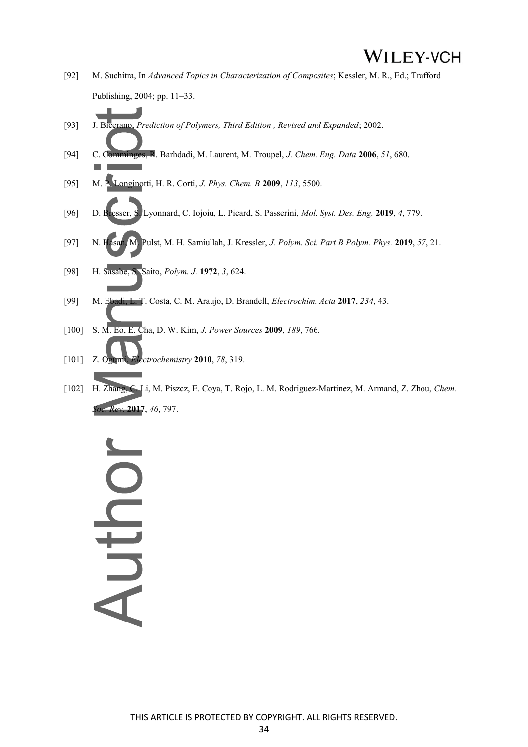[92] M. Suchitra, In *Advanced Topics in Characterization of Composites*; Kessler, M. R., Ed.; Trafford Publishing, 2004; pp. 11–33.

[93] J. Bicerano, *Prediction of Polymers, Third Edition , Revised and Expanded*; 2002.

[94] C. Comminges, R. Barhdadi, M. Laurent, M. Troupel, *J. Chem. Eng. Data* **2006**, *51*, 680.

[95] M. P. Longinotti, H. R. Corti, *J. Phys. Chem. B* **2009**, *113*, 5500.

[96] D. Bresser, S. Lyonnard, C. Iojoiu, L. Picard, S. Passerini, *Mol. Syst. Des. Eng.* **2019**, *4*, 779.

[97] N. Hasan, M. Pulst, M. H. Samiullah, J. Kressler, *J. Polym. Sci. Part B Polym. Phys.* **2019**, *57*, 21.

[98] H. Sasabe, S. Saito, *Polym. J.* **1972**, *3*, 624.

[99] M. Ebadi, L. T. Costa, C. M. Araujo, D. Brandell, *Electrochim. Acta* **2017**, *234*, 43.

[100] S. M. Eo, E. Cha, D. W. Kim, *J. Power Sources* **2009**, *189*, 766.

[101] Z. Ogumi, *Electrochemistry* **2010**, *78*, 319.

[102] H. Zhang, C. Li, M. Piszcz, E. Coya, T. Rojo, L. M. Rodriguez-Martinez, M. Armand, Z. Zhou, *Chem. Soc. Rev.* **2017**, *46*, 797.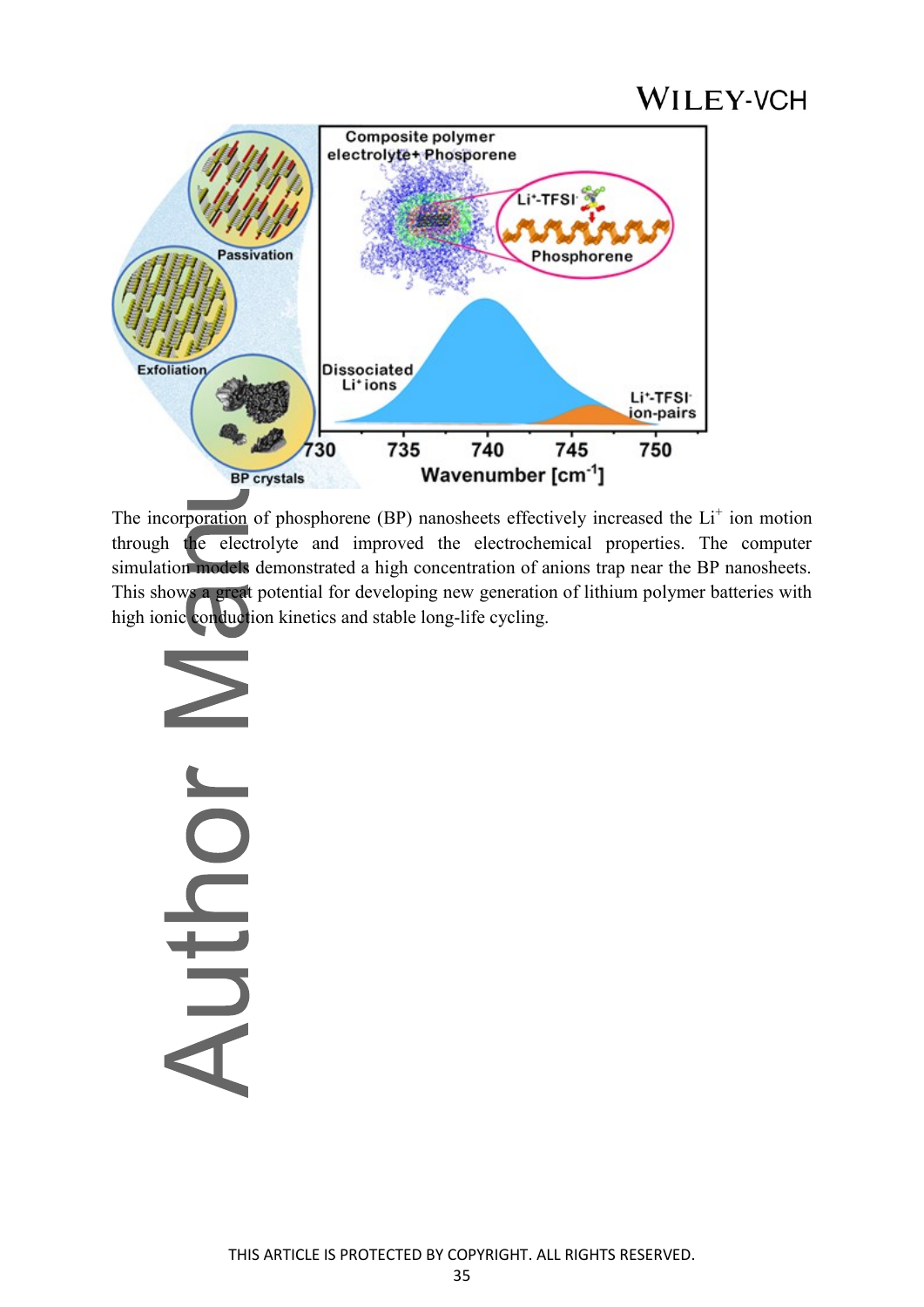Composite polymer electrolyte+ Phosporene

$Li^+$-$TFSI^-$

Phosphorene

Passivation

Exfoliation

BP crystals

Dissociated $Li^+$ ions

$Li^+$-$TFSI^-$ ion-pairs

730 735 740 745 750

Wavenumber [$cm^{-1}$]

The incorporation of phosphorene (BP) nanosheets effectively increased the $Li^+$ ion motion through the electrolyte and improved the electrochemical properties. The computer simulation models demonstrated a high concentration of anions trap near the BP nanosheets. This shows a great potential for developing new generation of lithium polymer batteries with high ionic conduction kinetics and stable long-life cycling.